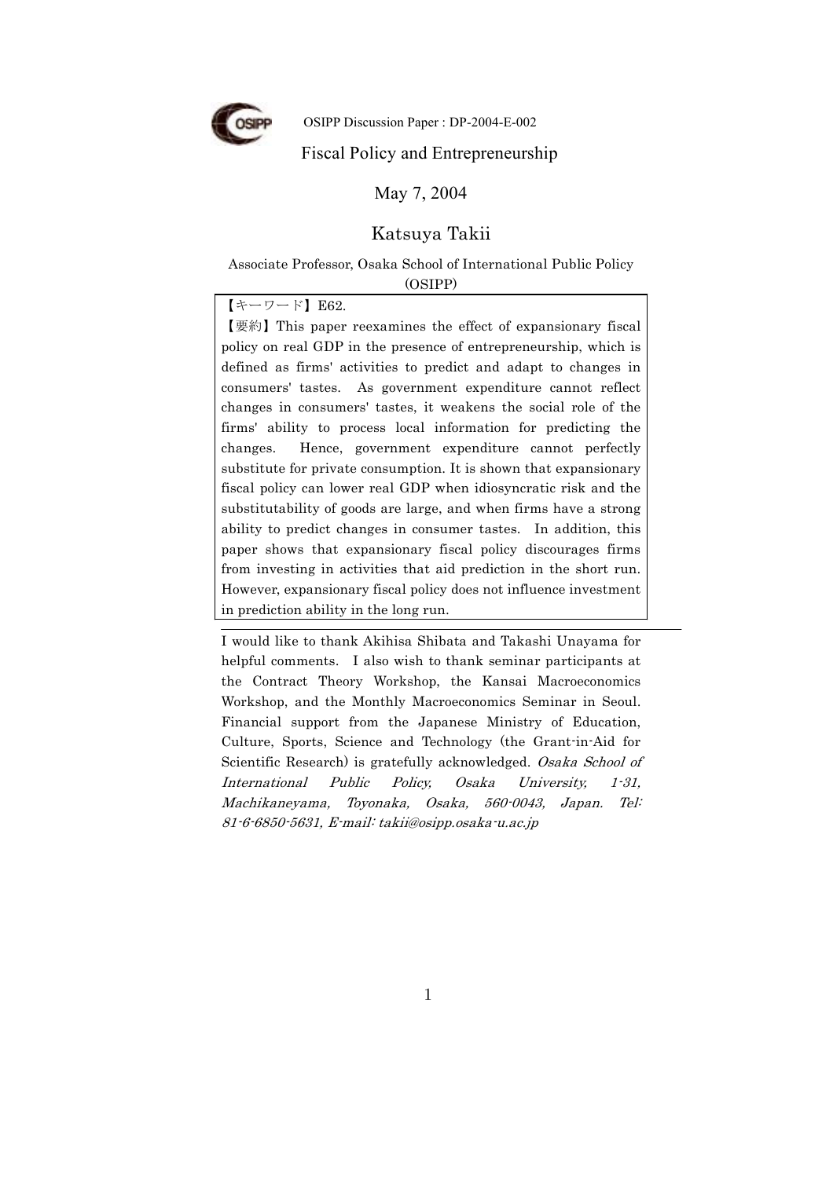OSIPP Discussion Paper : DP-2004-E-002

# Fiscal Policy and Entrepreneurship

May 7, 2004

Katsuya Takii

Associate Professor, Osaka School of International Public Policy (OSIPP)

【キーワード】E62.

【要約】This paper reexamines the effect of expansionary fiscal policy on real GDP in the presence of entrepreneurship, which is defined as firms' activities to predict and adapt to changes in consumers' tastes. As government expenditure cannot reflect changes in consumers' tastes, it weakens the social role of the firms' ability to process local information for predicting the changes. Hence, government expenditure cannot perfectly substitute for private consumption. It is shown that expansionary fiscal policy can lower real GDP when idiosyncratic risk and the substitutability of goods are large, and when firms have a strong ability to predict changes in consumer tastes. In addition, this paper shows that expansionary fiscal policy discourages firms from investing in activities that aid prediction in the short run. However, expansionary fiscal policy does not influence investment in prediction ability in the long run.

---

I would like to thank Akihisa Shibata and Takashi Unayama for helpful comments. I also wish to thank seminar participants at the Contract Theory Workshop, the Kansai Macroeconomics Workshop, and the Monthly Macroeconomics Seminar in Seoul. Financial support from the Japanese Ministry of Education, Culture, Sports, Science and Technology (the Grant-in-Aid for Scientific Research) is gratefully acknowledged. *Osaka School of International Public Policy, Osaka University, 1-31, Machikaneyama, Toyonaka, Osaka, 560-0043, Japan. Tel: 81-6-6850-5631, E-mail: takii@osipp.osaka-u.ac.jp*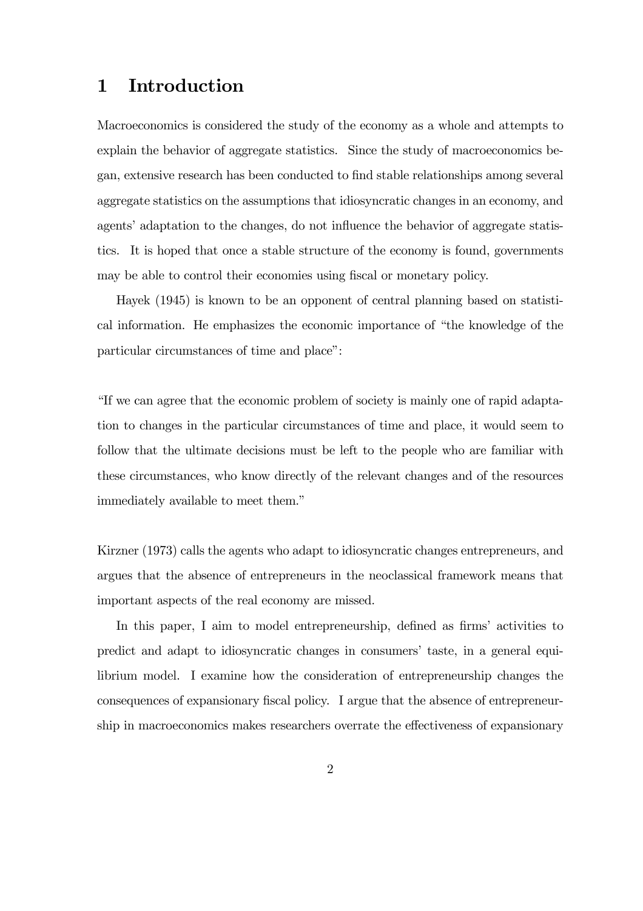# 1 Introduction

Macroeconomics is considered the study of the economy as a whole and attempts to explain the behavior of aggregate statistics. Since the study of macroeconomics began, extensive research has been conducted to find stable relationships among several aggregate statistics on the assumptions that idiosyncratic changes in an economy, and agents' adaptation to the changes, do not influence the behavior of aggregate statistics. It is hoped that once a stable structure of the economy is found, governments may be able to control their economies using fiscal or monetary policy.

Hayek (1945) is known to be an opponent of central planning based on statistical information. He emphasizes the economic importance of "the knowledge of the particular circumstances of time and place":

"If we can agree that the economic problem of society is mainly one of rapid adaptation to changes in the particular circumstances of time and place, it would seem to follow that the ultimate decisions must be left to the people who are familiar with these circumstances, who know directly of the relevant changes and of the resources immediately available to meet them."

Kirzner (1973) calls the agents who adapt to idiosyncratic changes entrepreneurs, and argues that the absence of entrepreneurs in the neoclassical framework means that important aspects of the real economy are missed.

In this paper, I aim to model entrepreneurship, defined as firms' activities to predict and adapt to idiosyncratic changes in consumers' taste, in a general equilibrium model. I examine how the consideration of entrepreneurship changes the consequences of expansionary fiscal policy. I argue that the absence of entrepreneurship in macroeconomics makes researchers overrate the effectiveness of expansionary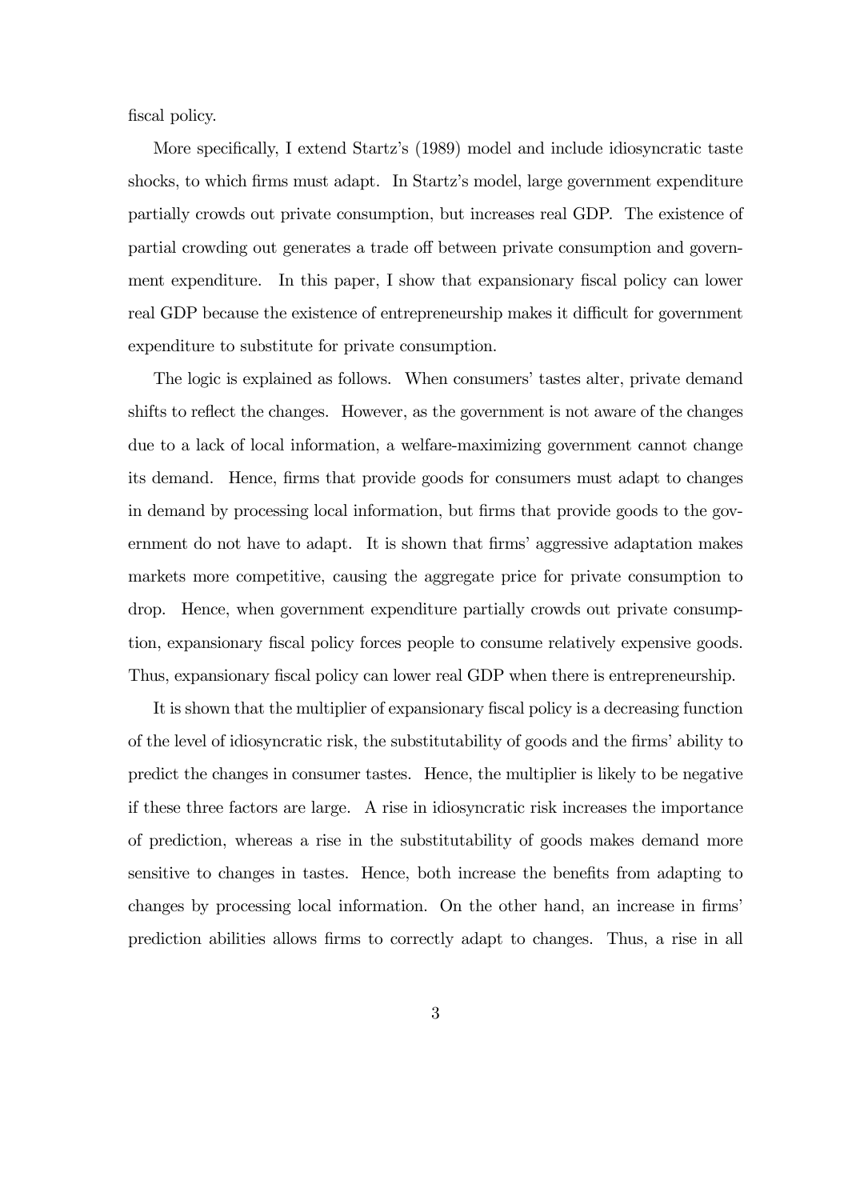fiscal policy.

More specifically, I extend Startz's (1989) model and include idiosyncratic taste shocks, to which firms must adapt. In Startz's model, large government expenditure partially crowds out private consumption, but increases real GDP. The existence of partial crowding out generates a trade off between private consumption and government expenditure. In this paper, I show that expansionary fiscal policy can lower real GDP because the existence of entrepreneurship makes it difficult for government expenditure to substitute for private consumption.

The logic is explained as follows. When consumers' tastes alter, private demand shifts to reflect the changes. However, as the government is not aware of the changes due to a lack of local information, a welfare-maximizing government cannot change its demand. Hence, firms that provide goods for consumers must adapt to changes in demand by processing local information, but firms that provide goods to the government do not have to adapt. It is shown that firms' aggressive adaptation makes markets more competitive, causing the aggregate price for private consumption to drop. Hence, when government expenditure partially crowds out private consumption, expansionary fiscal policy forces people to consume relatively expensive goods. Thus, expansionary fiscal policy can lower real GDP when there is entrepreneurship.

It is shown that the multiplier of expansionary fiscal policy is a decreasing function of the level of idiosyncratic risk, the substitutability of goods and the firms' ability to predict the changes in consumer tastes. Hence, the multiplier is likely to be negative if these three factors are large. A rise in idiosyncratic risk increases the importance of prediction, whereas a rise in the substitutability of goods makes demand more sensitive to changes in tastes. Hence, both increase the benefits from adapting to changes by processing local information. On the other hand, an increase in firms' prediction abilities allows firms to correctly adapt to changes. Thus, a rise in all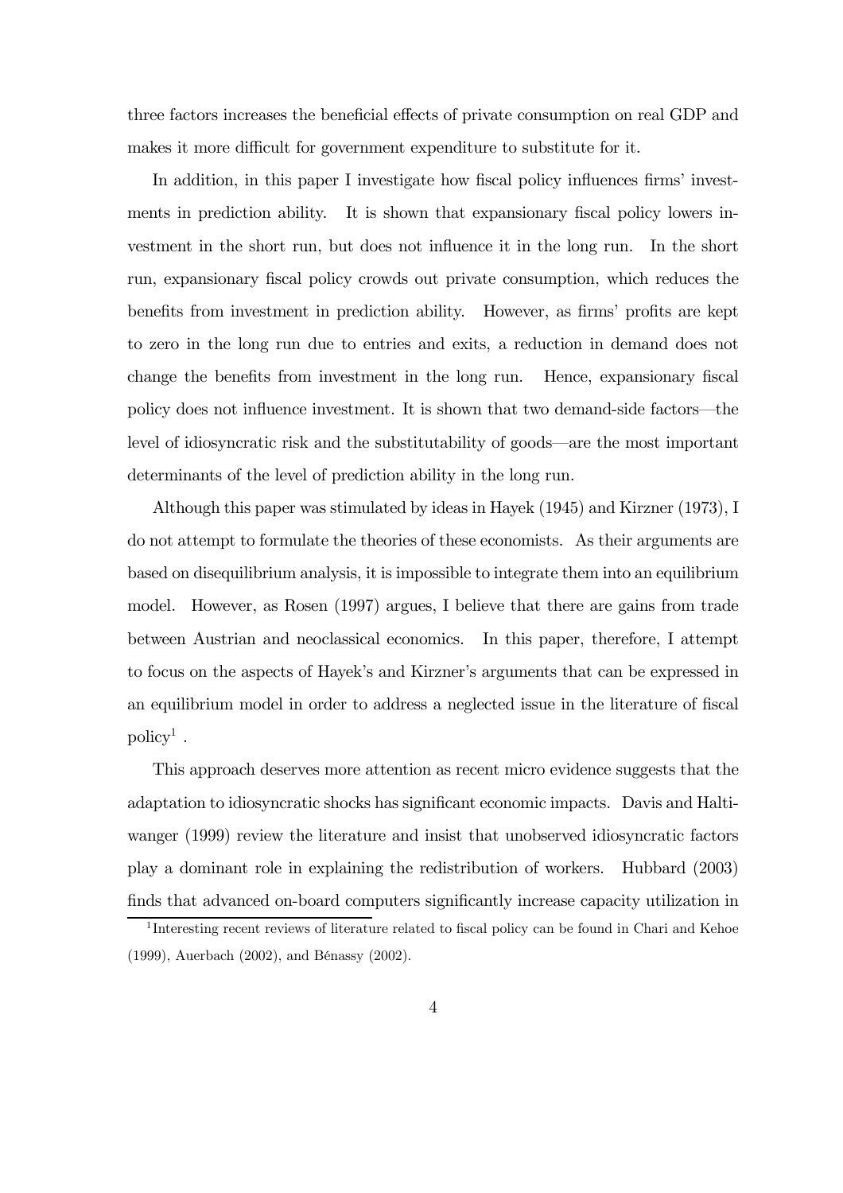three factors increases the beneficial effects of private consumption on real GDP and makes it more difficult for government expenditure to substitute for it.

In addition, in this paper I investigate how fiscal policy influences firms' investments in prediction ability. It is shown that expansionary fiscal policy lowers investment in the short run, but does not influence it in the long run. In the short run, expansionary fiscal policy crowds out private consumption, which reduces the benefits from investment in prediction ability. However, as firms' profits are kept to zero in the long run due to entries and exits, a reduction in demand does not change the benefits from investment in the long run. Hence, expansionary fiscal policy does not influence investment. It is shown that two demand-side factors—the level of idiosyncratic risk and the substitutability of goods—are the most important determinants of the level of prediction ability in the long run.

Although this paper was stimulated by ideas in Hayek (1945) and Kirzner (1973), I do not attempt to formulate the theories of these economists. As their arguments are based on disequilibrium analysis, it is impossible to integrate them into an equilibrium model. However, as Rosen (1997) argues, I believe that there are gains from trade between Austrian and neoclassical economics. In this paper, therefore, I attempt to focus on the aspects of Hayek's and Kirzner's arguments that can be expressed in an equilibrium model in order to address a neglected issue in the literature of fiscal policy[1] .

This approach deserves more attention as recent micro evidence suggests that the adaptation to idiosyncratic shocks has significant economic impacts. Davis and Haltiwanger (1999) review the literature and insist that unobserved idiosyncratic factors play a dominant role in explaining the redistribution of workers. Hubbard (2003) finds that advanced on-board computers significantly increase capacity utilization in

[1] Interesting recent reviews of literature related to fiscal policy can be found in Chari and Kehoe (1999), Auerbach (2002), and Bénassy (2002).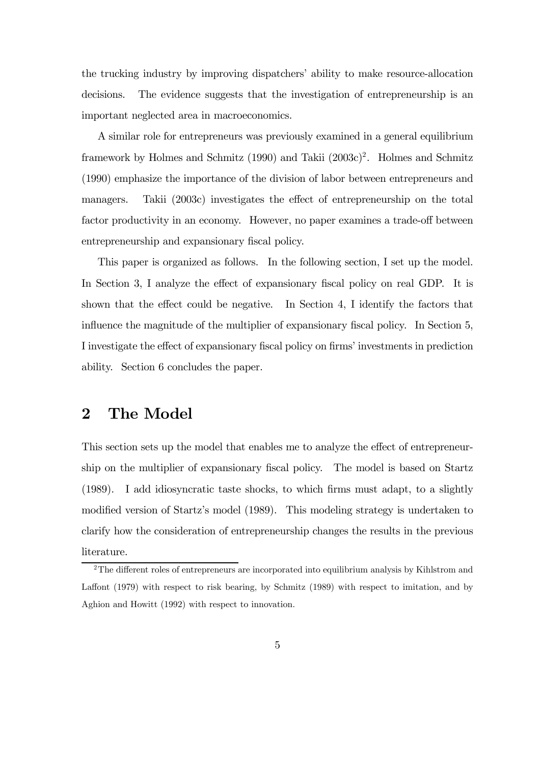the trucking industry by improving dispatchers' ability to make resource-allocation decisions. The evidence suggests that the investigation of entrepreneurship is an important neglected area in macroeconomics.

A similar role for entrepreneurs was previously examined in a general equilibrium framework by Holmes and Schmitz (1990) and Takii (2003c)[2]. Holmes and Schmitz (1990) emphasize the importance of the division of labor between entrepreneurs and managers. Takii (2003c) investigates the effect of entrepreneurship on the total factor productivity in an economy. However, no paper examines a trade-off between entrepreneurship and expansionary fiscal policy.

This paper is organized as follows. In the following section, I set up the model. In Section 3, I analyze the effect of expansionary fiscal policy on real GDP. It is shown that the effect could be negative. In Section 4, I identify the factors that influence the magnitude of the multiplier of expansionary fiscal policy. In Section 5, I investigate the effect of expansionary fiscal policy on firms' investments in prediction ability. Section 6 concludes the paper.

## 2 The Model

This section sets up the model that enables me to analyze the effect of entrepreneurship on the multiplier of expansionary fiscal policy. The model is based on Startz (1989). I add idiosyncratic taste shocks, to which firms must adapt, to a slightly modified version of Startz's model (1989). This modeling strategy is undertaken to clarify how the consideration of entrepreneurship changes the results in the previous literature.

[2] The different roles of entrepreneurs are incorporated into equilibrium analysis by Kihlstrom and Laffont (1979) with respect to risk bearing, by Schmitz (1989) with respect to imitation, and by Aghion and Howitt (1992) with respect to innovation.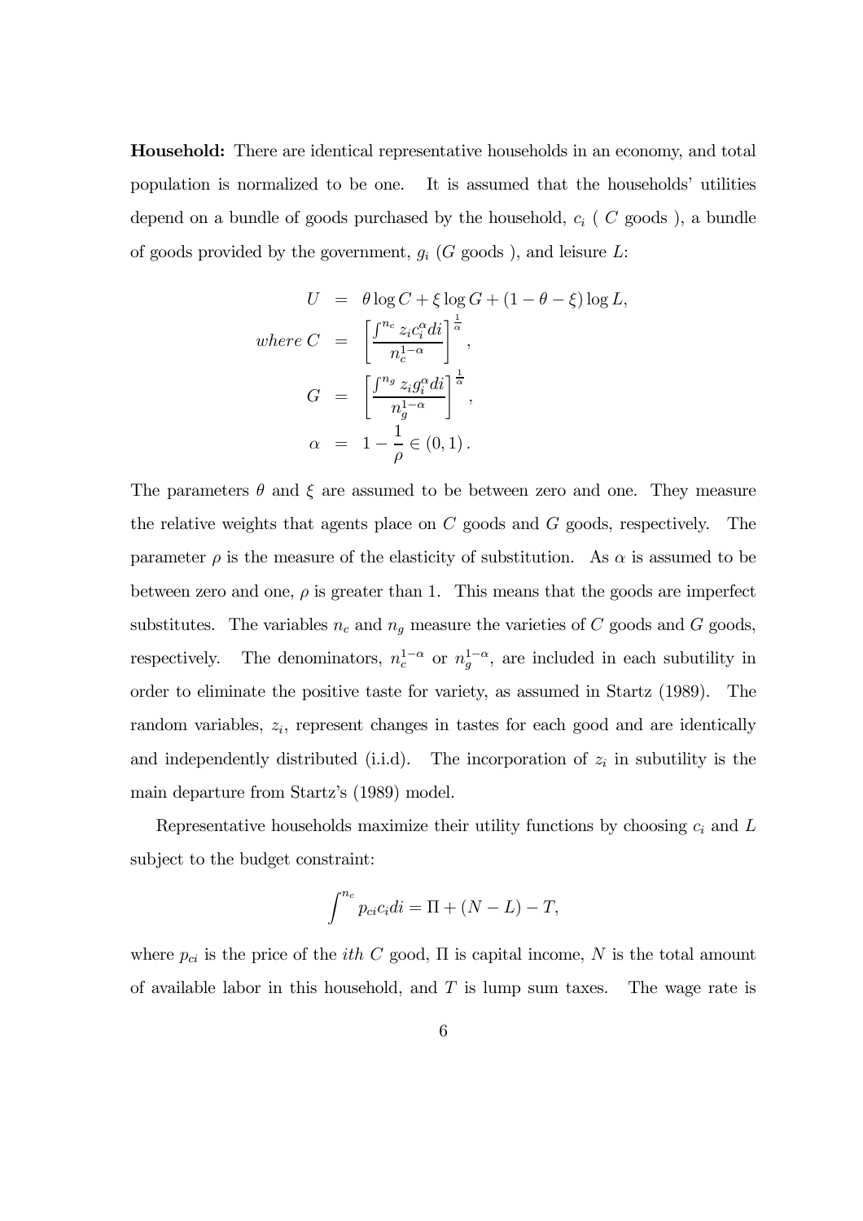**Household:** There are identical representative households in an economy, and total population is normalized to be one. It is assumed that the households' utilities depend on a bundle of goods purchased by the household, $c_i$ ( $C$ goods ), a bundle of goods provided by the government, $g_i$ ($G$ goods ), and leisure $L$:

$$
\begin{aligned}
U &= \theta \log C + \xi \log G + (1 - \theta - \xi) \log L, \\
where\ C &= \left[ \frac{\int^{n_c} z_i c_i^{\alpha} di}{n_c^{1-\alpha}} \right]^{\frac{1}{\alpha}}, \\
G &= \left[ \frac{\int^{n_g} z_i g_i^{\alpha} di}{n_g^{1-\alpha}} \right]^{\frac{1}{\alpha}}, \\
\alpha &= 1 - \frac{1}{\rho} \in (0, 1).
\end{aligned}
$$

The parameters $\theta$ and $\xi$ are assumed to be between zero and one. They measure the relative weights that agents place on $C$ goods and $G$ goods, respectively. The parameter $\rho$ is the measure of the elasticity of substitution. As $\alpha$ is assumed to be between zero and one, $\rho$ is greater than 1. This means that the goods are imperfect substitutes. The variables $n_c$ and $n_g$ measure the varieties of $C$ goods and $G$ goods, respectively. The denominators, $n_c^{1-\alpha}$ or $n_g^{1-\alpha}$, are included in each subutility in order to eliminate the positive taste for variety, as assumed in Startz (1989). The random variables, $z_i$, represent changes in tastes for each good and are identically and independently distributed (i.i.d). The incorporation of $z_i$ in subutility is the main departure from Startz's (1989) model.

Representative households maximize their utility functions by choosing $c_i$ and $L$ subject to the budget constraint:

$$
\int^{n_c} p_{ci} c_i di = \Pi + (N - L) - T,
$$

where $p_{ci}$ is the price of the *ith* $C$ good, $\Pi$ is capital income, $N$ is the total amount of available labor in this household, and $T$ is lump sum taxes. The wage rate is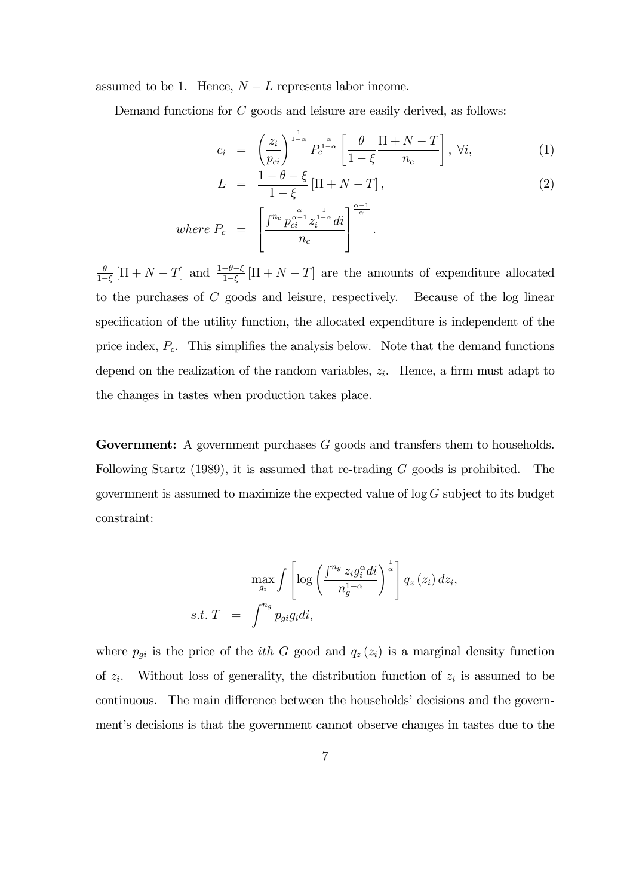assumed to be 1. Hence, $N-L$ represents labor income.

Demand functions for $C$ goods and leisure are easily derived, as follows:

$$
\begin{aligned}
c_i &= \left(\frac{z_i}{p_{ci}}\right)^{\frac{1}{1-\alpha}} P_c^{\frac{\alpha}{1-\alpha}} \left[\frac{\theta}{1-\xi}\frac{\Pi+N-T}{n_c}\right],\ \forall i, &(1)\\
L &= \frac{1-\theta-\xi}{1-\xi}\left[\Pi+N-T\right], &(2)\\
where\ P_c &= \left[\frac{\int^{n_c} p_{ci}^{\frac{\alpha}{\alpha-1}} z_i^{\frac{1}{1-\alpha}} di}{n_c}\right]^{\frac{\alpha-1}{\alpha}}.
\end{aligned}
$$

$\frac{\theta}{1-\xi}\left[\Pi+N-T\right]$ and $\frac{1-\theta-\xi}{1-\xi}\left[\Pi+N-T\right]$ are the amounts of expenditure allocated to the purchases of $C$ goods and leisure, respectively. Because of the log linear specification of the utility function, the allocated expenditure is independent of the price index, $P_c$. This simplifies the analysis below. Note that the demand functions depend on the realization of the random variables, $z_i$. Hence, a firm must adapt to the changes in tastes when production takes place.

**Government:** A government purchases $G$ goods and transfers them to households. Following Startz (1989), it is assumed that re-trading $G$ goods is prohibited. The government is assumed to maximize the expected value of $\log G$ subject to its budget constraint:

$$
\begin{aligned}
&\max_{g_i} \int \left[\log\left(\frac{\int^{n_g} z_i g_i^{\alpha} di}{n_g^{1-\alpha}}\right)^{\frac{1}{\alpha}}\right] q_z\left(z_i\right) dz_i,\\
s.t.\ T \ &= \ \int^{n_g} p_{gi} g_i di,
\end{aligned}
$$

where $p_{gi}$ is the price of the $ith$ $G$ good and $q_z\left(z_i\right)$ is a marginal density function of $z_i$. Without loss of generality, the distribution function of $z_i$ is assumed to be continuous. The main difference between the households' decisions and the government's decisions is that the government cannot observe changes in tastes due to the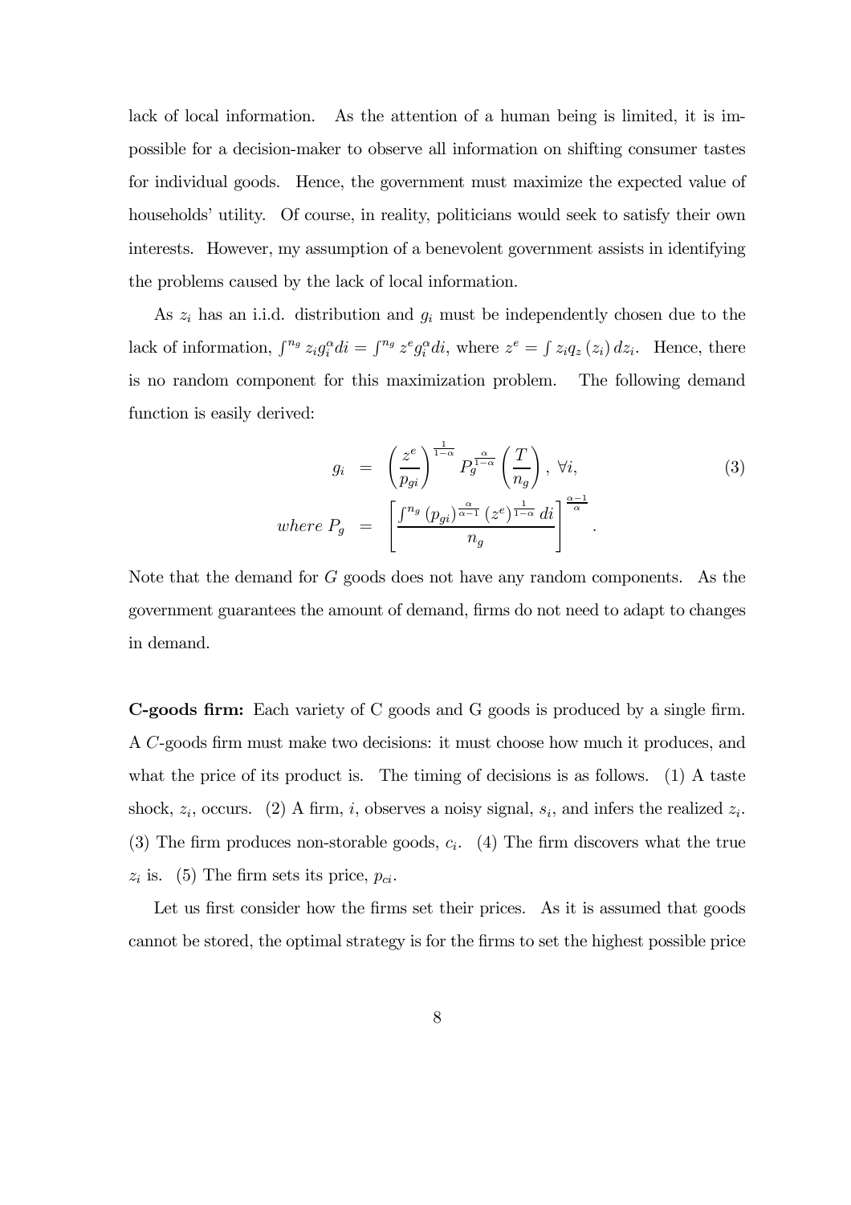lack of local information. As the attention of a human being is limited, it is impossible for a decision-maker to observe all information on shifting consumer tastes for individual goods. Hence, the government must maximize the expected value of households' utility. Of course, in reality, politicians would seek to satisfy their own interests. However, my assumption of a benevolent government assists in identifying the problems caused by the lack of local information.

As $z_i$ has an i.i.d. distribution and $g_i$ must be independently chosen due to the lack of information, $\int^{n_g} z_i g_i^{\alpha} di = \int^{n_g} z^e g_i^{\alpha} di$, where $z^e = \int z_i q_z(z_i) dz_i$. Hence, there is no random component for this maximization problem. The following demand function is easily derived:

$$
\begin{aligned}
g_i &= \left(\frac{z^e}{p_{gi}}\right)^{\frac{1}{1-\alpha}} P_g^{\frac{\alpha}{1-\alpha}} \left(\frac{T}{n_g}\right), \ \forall i, \\
where\ P_g &= \left[\frac{\int^{n_g} (p_{gi})^{\frac{\alpha}{\alpha-1}} (z^e)^{\frac{1}{1-\alpha}} di}{n_g}\right]^{\frac{\alpha-1}{\alpha}}.
\end{aligned}
\tag{3}
$$

Note that the demand for $G$ goods does not have any random components. As the government guarantees the amount of demand, firms do not need to adapt to changes in demand.

**C-goods firm:** Each variety of C goods and G goods is produced by a single firm. A $C$-goods firm must make two decisions: it must choose how much it produces, and what the price of its product is. The timing of decisions is as follows. (1) A taste shock, $z_i$, occurs. (2) A firm, $i$, observes a noisy signal, $s_i$, and infers the realized $z_i$. (3) The firm produces non-storable goods, $c_i$. (4) The firm discovers what the true $z_i$ is. (5) The firm sets its price, $p_{ci}$.

Let us first consider how the firms set their prices. As it is assumed that goods cannot be stored, the optimal strategy is for the firms to set the highest possible price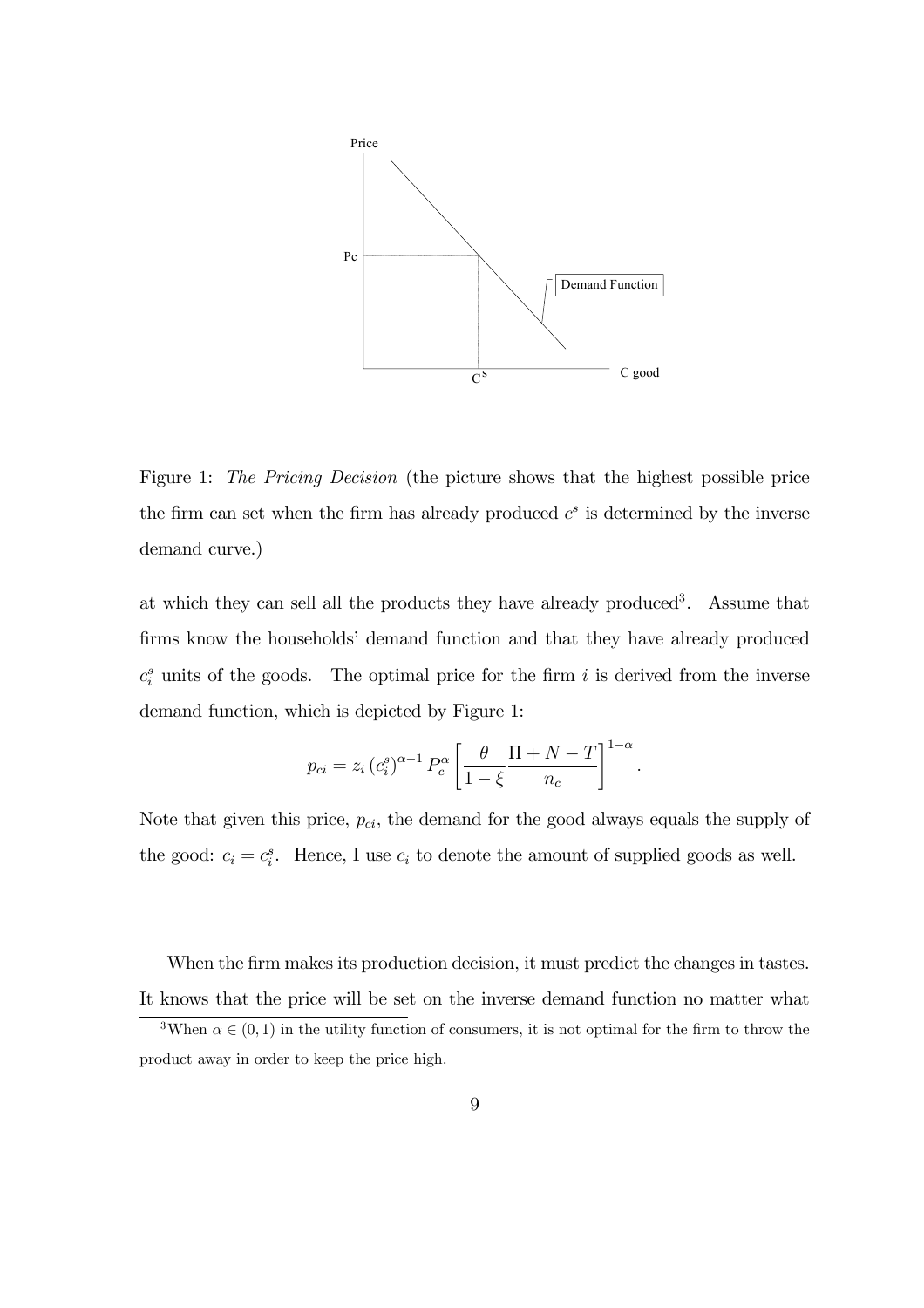Figure 1: *The Pricing Decision* (the picture shows that the highest possible price the firm can set when the firm has already produced $c^s$ is determined by the inverse demand curve.)

at which they can sell all the products they have already produced[3]. Assume that firms know the households' demand function and that they have already produced $c_i^s$ units of the goods. The optimal price for the firm $i$ is derived from the inverse demand function, which is depicted by Figure 1:

$$p_{ci} = z_i \left(c_i^s\right)^{\alpha-1} P_c^{\alpha} \left[\frac{\theta}{1-\xi}\frac{\Pi+N-T}{n_c}\right]^{1-\alpha}.$$

Note that given this price, $p_{ci}$, the demand for the good always equals the supply of the good: $c_i = c_i^s$. Hence, I use $c_i$ to denote the amount of supplied goods as well.

When the firm makes its production decision, it must predict the changes in tastes. It knows that the price will be set on the inverse demand function no matter what

[3] When $\alpha \in (0, 1)$ in the utility function of consumers, it is not optimal for the firm to throw the product away in order to keep the price high.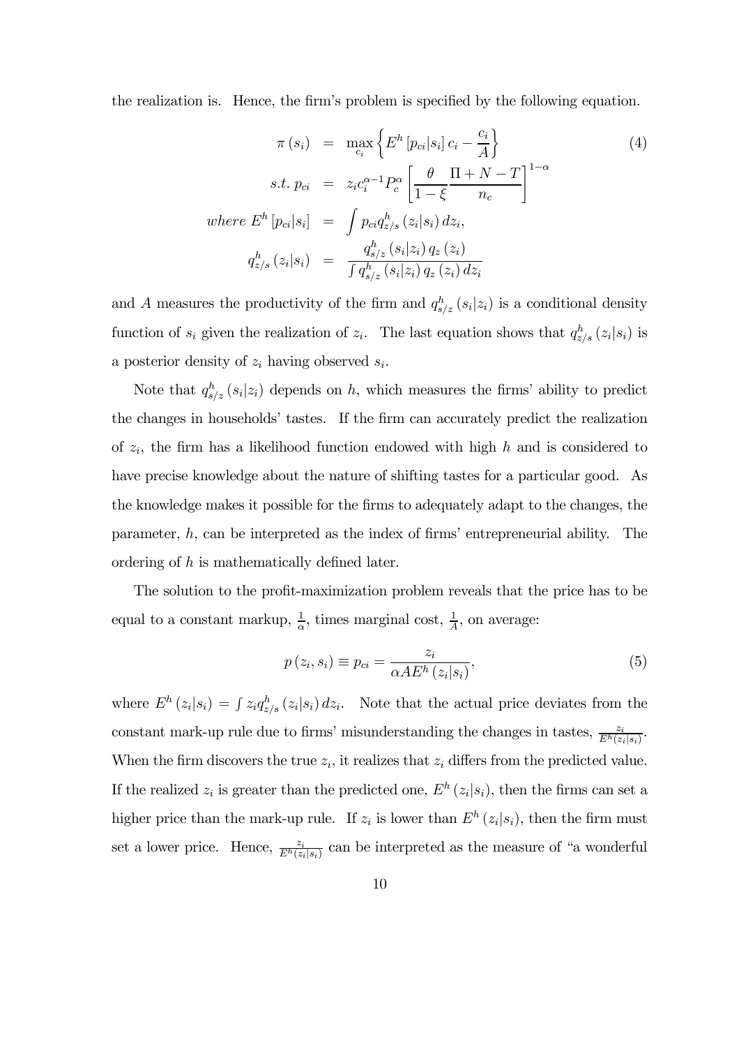the realization is. Hence, the firm's problem is specified by the following equation.

$$
\begin{aligned}
\pi(s_i) &= \max_{c_i} \left\{ E^h \left[ p_{ci} | s_i \right] c_i - \frac{c_i}{A} \right\} \\
s.t.\ p_{ci} &= z_i c_i^{\alpha - 1} P_c^{\alpha} \left[ \frac{\theta}{1-\xi} \frac{\Pi + N - T}{n_c} \right]^{1-\alpha} \\
where\ E^h \left[ p_{ci} | s_i \right] &= \int p_{ci} q_{z/s}^h (z_i | s_i) \, dz_i, \\
q_{z/s}^h (z_i | s_i) &= \frac{q_{s/z}^h (s_i | z_i) \, q_z (z_i)}{\int q_{s/z}^h (s_i | z_i) \, q_z (z_i) \, dz_i}
\end{aligned}
\tag{4}
$$

and $A$ measures the productivity of the firm and $q_{s/z}^h (s_i | z_i)$ is a conditional density function of $s_i$ given the realization of $z_i$. The last equation shows that $q_{z/s}^h (z_i | s_i)$ is a posterior density of $z_i$ having observed $s_i$.

Note that $q_{s/z}^h (s_i | z_i)$ depends on $h$, which measures the firms' ability to predict the changes in households' tastes. If the firm can accurately predict the realization of $z_i$, the firm has a likelihood function endowed with high $h$ and is considered to have precise knowledge about the nature of shifting tastes for a particular good. As the knowledge makes it possible for the firms to adequately adapt to the changes, the parameter, $h$, can be interpreted as the index of firms' entrepreneurial ability. The ordering of $h$ is mathematically defined later.

The solution to the profit-maximization problem reveals that the price has to be equal to a constant markup, $\frac{1}{\alpha}$, times marginal cost, $\frac{1}{A}$, on average:

$$
p(z_i, s_i) \equiv p_{ci} = \frac{z_i}{\alpha A E^h (z_i | s_i)}, \tag{5}
$$

where $E^h (z_i | s_i) = \int z_i q_{z/s}^h (z_i | s_i) \, dz_i$. Note that the actual price deviates from the constant mark-up rule due to firms' misunderstanding the changes in tastes, $\frac{z_i}{E^h (z_i | s_i)}$. When the firm discovers the true $z_i$, it realizes that $z_i$ differs from the predicted value. If the realized $z_i$ is greater than the predicted one, $E^h (z_i | s_i)$, then the firms can set a higher price than the mark-up rule. If $z_i$ is lower than $E^h (z_i | s_i)$, then the firm must set a lower price. Hence, $\frac{z_i}{E^h (z_i | s_i)}$ can be interpreted as the measure of "a wonderful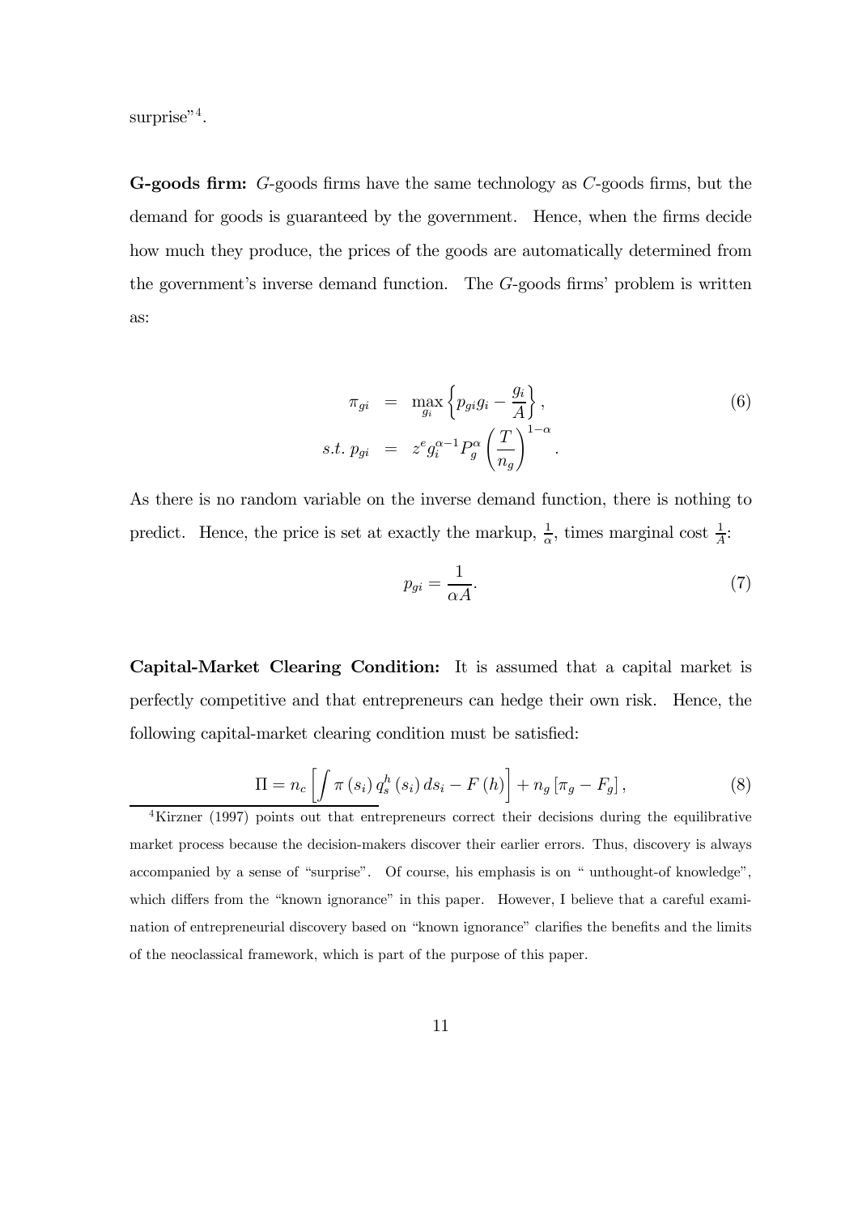surprise"[4].

**G-goods firm:** $G$-goods firms have the same technology as $C$-goods firms, but the demand for goods is guaranteed by the government. Hence, when the firms decide how much they produce, the prices of the goods are automatically determined from the government's inverse demand function. The $G$-goods firms' problem is written as:

$$
\begin{aligned}
\pi_{gi} &= \max_{g_i} \left\{ p_{gi} g_i - \frac{g_i}{A} \right\}, \\
s.t.\ p_{gi} &= z^e g_i^{\alpha-1} P_g^{\alpha} \left( \frac{T}{n_g} \right)^{1-\alpha}.
\end{aligned} \tag{6}
$$

As there is no random variable on the inverse demand function, there is nothing to predict. Hence, the price is set at exactly the markup, $\frac{1}{\alpha}$, times marginal cost $\frac{1}{A}$:

$$
p_{gi} = \frac{1}{\alpha A}. \tag{7}
$$

**Capital-Market Clearing Condition:** It is assumed that a capital market is perfectly competitive and that entrepreneurs can hedge their own risk. Hence, the following capital-market clearing condition must be satisfied:

$$
\Pi = n_c \left[ \int \pi(s_i)\, q_s^h(s_i)\, ds_i - F(h) \right] + n_g \left[ \pi_g - F_g \right], \tag{8}
$$

[4] Kirzner (1997) points out that entrepreneurs correct their decisions during the equilibrative market process because the decision-makers discover their earlier errors. Thus, discovery is always accompanied by a sense of "surprise". Of course, his emphasis is on " unthought-of knowledge", which differs from the "known ignorance" in this paper. However, I believe that a careful examination of entrepreneurial discovery based on "known ignorance" clarifies the benefits and the limits of the neoclassical framework, which is part of the purpose of this paper.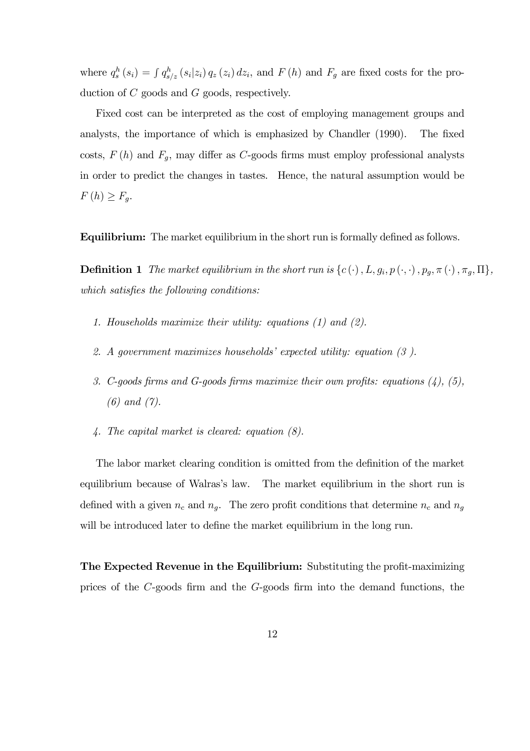where $q_s^h(s_i) = \int q_{s/z}^h(s_i|z_i)\, q_z(z_i)\, dz_i$, and $F(h)$ and $F_g$ are fixed costs for the production of $C$ goods and $G$ goods, respectively.

Fixed cost can be interpreted as the cost of employing management groups and analysts, the importance of which is emphasized by Chandler (1990). The fixed costs, $F(h)$ and $F_g$, may differ as $C$-goods firms must employ professional analysts in order to predict the changes in tastes. Hence, the natural assumption would be $F(h) \geq F_g$.

**Equilibrium:** The market equilibrium in the short run is formally defined as follows.

**Definition 1** *The market equilibrium in the short run is* $\{c(\cdot), L, g_i, p(\cdot,\cdot), p_g, \pi(\cdot), \pi_g, \Pi\}$, *which satisfies the following conditions:*

1. *Households maximize their utility: equations (1) and (2).*
2. *A government maximizes households' expected utility: equation (3 ).*
3. *C-goods firms and G-goods firms maximize their own profits: equations (4), (5), (6) and (7).*
4. *The capital market is cleared: equation (8).*

The labor market clearing condition is omitted from the definition of the market equilibrium because of Walras's law. The market equilibrium in the short run is defined with a given $n_c$ and $n_g$. The zero profit conditions that determine $n_c$ and $n_g$ will be introduced later to define the market equilibrium in the long run.

**The Expected Revenue in the Equilibrium:** Substituting the profit-maximizing prices of the $C$-goods firm and the $G$-goods firm into the demand functions, the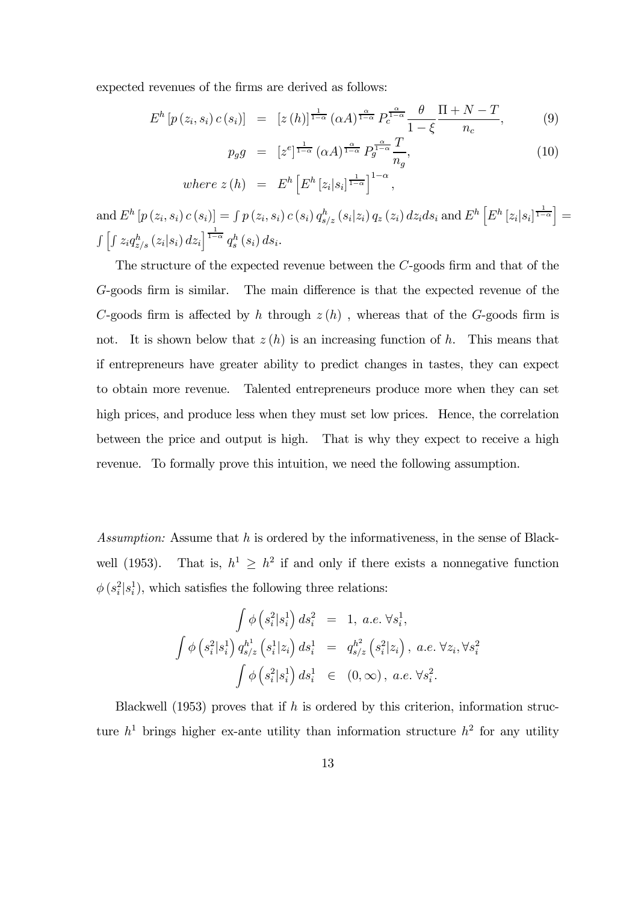expected revenues of the firms are derived as follows:

$$
\begin{aligned}
E^h\left[p\left(z_i, s_i\right) c\left(s_i\right)\right] &= [z(h)]^{\frac{1}{1-\alpha}} (\alpha A)^{\frac{\alpha}{1-\alpha}} P_c^{\frac{\alpha}{1-\alpha}} \frac{\theta}{1-\xi} \frac{\Pi + N - T}{n_c}, && (9) \\
p_g g &= \left[z^e\right]^{\frac{1}{1-\alpha}} (\alpha A)^{\frac{\alpha}{1-\alpha}} P_g^{\frac{\alpha}{1-\alpha}} \frac{T}{n_g}, && (10) \\
where\ z(h) &= E^h\left[E^h\left[z_i | s_i\right]^{\frac{1}{1-\alpha}}\right]^{1-\alpha},
\end{aligned}
$$

and $E^h\left[p\left(z_i, s_i\right) c\left(s_i\right)\right] = \int p\left(z_i, s_i\right) c\left(s_i\right) q^h_{s/z}\left(s_i | z_i\right) q_z\left(z_i\right) dz_i ds_i$ and $E^h\left[E^h\left[z_i | s_i\right]^{\frac{1}{1-\alpha}}\right] = \int\left[\int z_i q^h_{z/s}\left(z_i | s_i\right) dz_i\right]^{\frac{1}{1-\alpha}} q^h_s\left(s_i\right) ds_i$.

The structure of the expected revenue between the $C$-goods firm and that of the $G$-goods firm is similar. The main difference is that the expected revenue of the $C$-goods firm is affected by $h$ through $z(h)$, whereas that of the $G$-goods firm is not. It is shown below that $z(h)$ is an increasing function of $h$. This means that if entrepreneurs have greater ability to predict changes in tastes, they can expect to obtain more revenue. Talented entrepreneurs produce more when they can set high prices, and produce less when they must set low prices. Hence, the correlation between the price and output is high. That is why they expect to receive a high revenue. To formally prove this intuition, we need the following assumption.

*Assumption:* Assume that $h$ is ordered by the informativeness, in the sense of Blackwell (1953). That is, $h^1 \geq h^2$ if and only if there exists a nonnegative function $\phi\left(s_i^2 | s_i^1\right)$, which satisfies the following three relations:

$$
\begin{aligned}
\int \phi\left(s_i^2 | s_i^1\right) ds_i^2 &= 1,\ a.e.\ \forall s_i^1, \\
\int \phi\left(s_i^2 | s_i^1\right) q^{h^1}_{s/z}\left(s_i^1 | z_i\right) ds_i^1 &= q^{h^2}_{s/z}\left(s_i^2 | z_i\right),\ a.e.\ \forall z_i, \forall s_i^2 \\
\int \phi\left(s_i^2 | s_i^1\right) ds_i^1 &\in (0, \infty),\ a.e.\ \forall s_i^2.
\end{aligned}
$$

Blackwell (1953) proves that if $h$ is ordered by this criterion, information structure $h^1$ brings higher ex-ante utility than information structure $h^2$ for any utility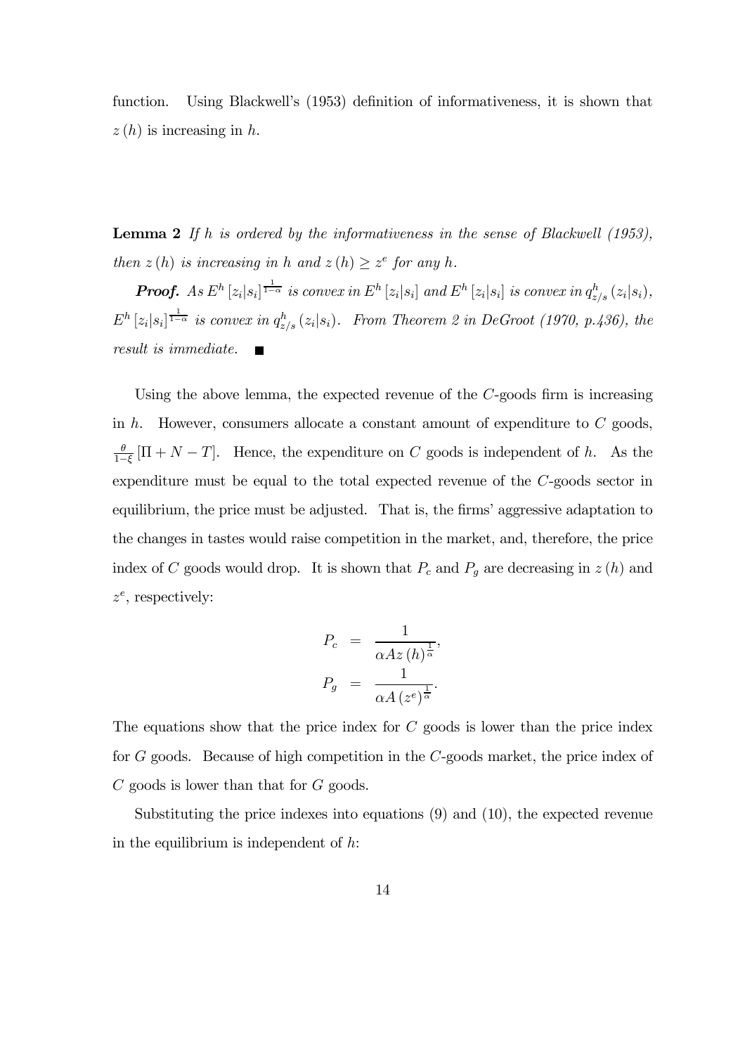function. Using Blackwell's (1953) definition of informativeness, it is shown that $z(h)$ is increasing in $h$.

**Lemma 2** *If $h$ is ordered by the informativeness in the sense of Blackwell (1953), then $z(h)$ is increasing in $h$ and $z(h) \geq z^e$ for any $h$.*

***Proof.*** *As $E^h[z_i|s_i]^{\frac{1}{1-\alpha}}$ is convex in $E^h[z_i|s_i]$ and $E^h[z_i|s_i]$ is convex in $q^h_{z/s}(z_i|s_i)$, $E^h[z_i|s_i]^{\frac{1}{1-\alpha}}$ is convex in $q^h_{z/s}(z_i|s_i)$. From Theorem 2 in DeGroot (1970, p.436), the result is immediate.* ■

Using the above lemma, the expected revenue of the $C$-goods firm is increasing in $h$. However, consumers allocate a constant amount of expenditure to $C$ goods, $\frac{\theta}{1-\xi}[\Pi + N - T]$. Hence, the expenditure on $C$ goods is independent of $h$. As the expenditure must be equal to the total expected revenue of the $C$-goods sector in equilibrium, the price must be adjusted. That is, the firms' aggressive adaptation to the changes in tastes would raise competition in the market, and, therefore, the price index of $C$ goods would drop. It is shown that $P_c$ and $P_g$ are decreasing in $z(h)$ and $z^e$, respectively:

$$
\begin{aligned}
P_c &= \frac{1}{\alpha A z(h)^{\frac{1}{\alpha}}}, \\
P_g &= \frac{1}{\alpha A (z^e)^{\frac{1}{\alpha}}}.
\end{aligned}
$$

The equations show that the price index for $C$ goods is lower than the price index for $G$ goods. Because of high competition in the $C$-goods market, the price index of $C$ goods is lower than that for $G$ goods.

Substituting the price indexes into equations (9) and (10), the expected revenue in the equilibrium is independent of $h$: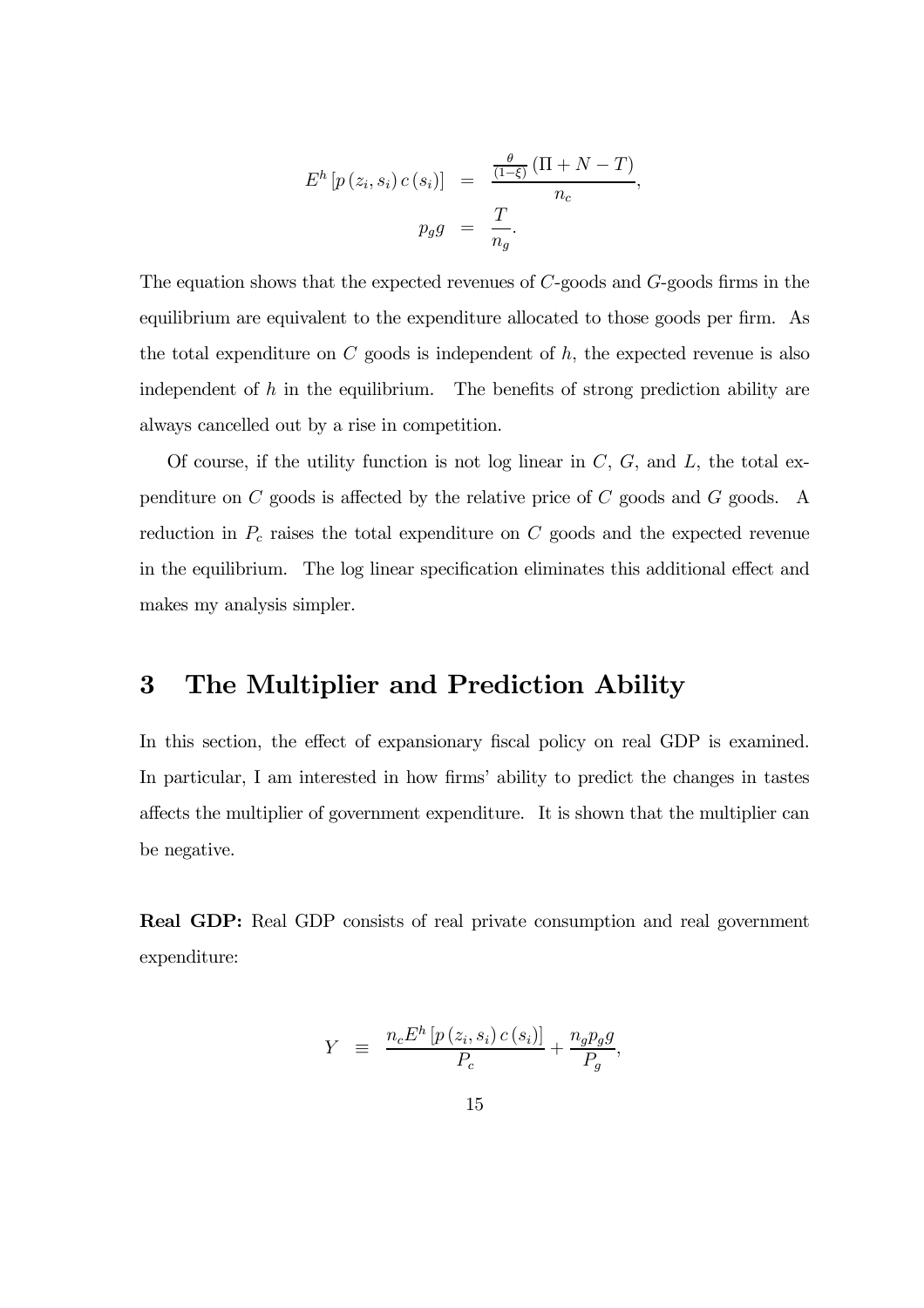$$
\begin{aligned}
E^{h}\left[p\left(z_{i}, s_{i}\right) c\left(s_{i}\right)\right] &= \frac{\frac{\theta}{(1-\xi)}\left(\Pi+N-T\right)}{n_{c}}, \\
p_{g} g &= \frac{T}{n_{g}}.
\end{aligned}
$$

The equation shows that the expected revenues of $C$-goods and $G$-goods firms in the equilibrium are equivalent to the expenditure allocated to those goods per firm. As the total expenditure on $C$ goods is independent of $h$, the expected revenue is also independent of $h$ in the equilibrium. The benefits of strong prediction ability are always cancelled out by a rise in competition.

Of course, if the utility function is not log linear in $C$, $G$, and $L$, the total expenditure on $C$ goods is affected by the relative price of $C$ goods and $G$ goods. A reduction in $P_c$ raises the total expenditure on $C$ goods and the expected revenue in the equilibrium. The log linear specification eliminates this additional effect and makes my analysis simpler.

# 3 The Multiplier and Prediction Ability

In this section, the effect of expansionary fiscal policy on real GDP is examined. In particular, I am interested in how firms' ability to predict the changes in tastes affects the multiplier of government expenditure. It is shown that the multiplier can be negative.

**Real GDP:** Real GDP consists of real private consumption and real government expenditure:

$$
Y \equiv \frac{n_{c} E^{h}\left[p\left(z_{i}, s_{i}\right) c\left(s_{i}\right)\right]}{P_{c}}+\frac{n_{g} p_{g} g}{P_{g}},
$$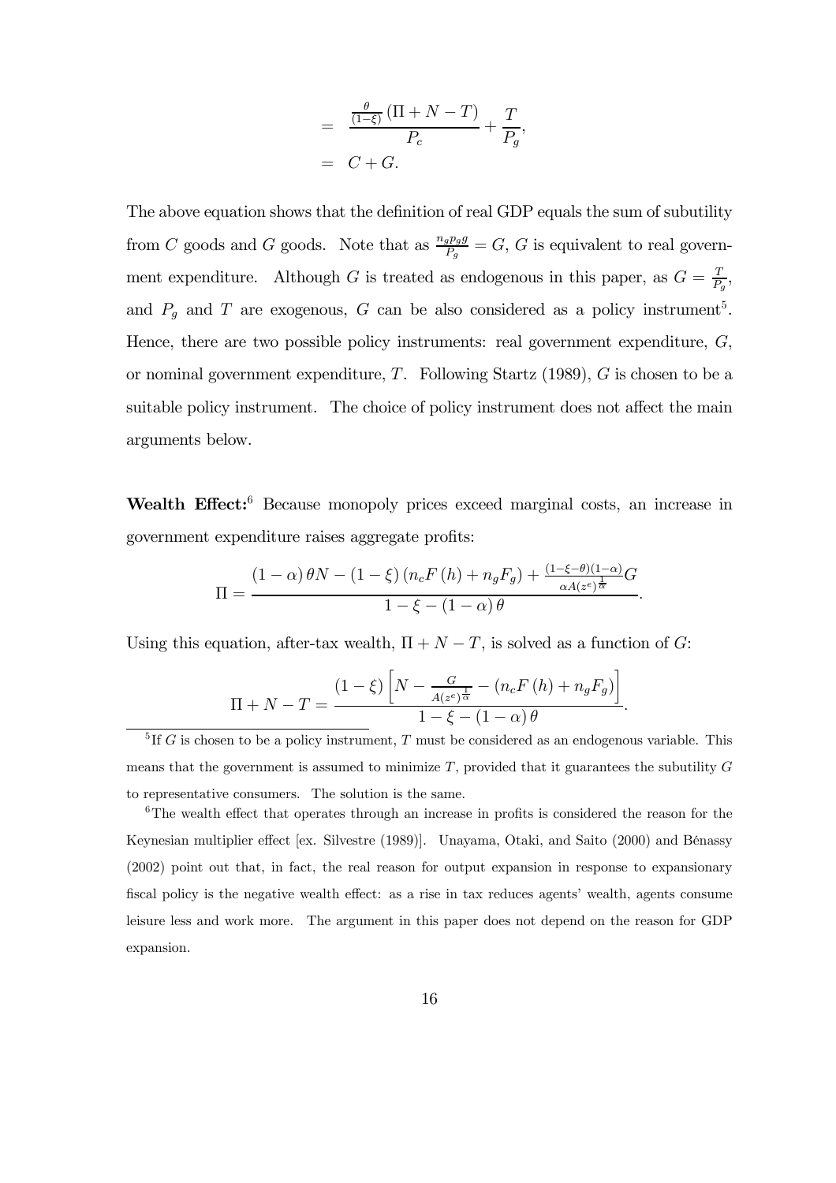$$
\begin{aligned}
&= \frac{\frac{\theta}{(1-\xi)}(\Pi + N - T)}{P_c} + \frac{T}{P_g}, \\
&= C + G.
\end{aligned}
$$

The above equation shows that the definition of real GDP equals the sum of subutility from $C$ goods and $G$ goods. Note that as $\frac{n_g p_g g}{P_g} = G$, $G$ is equivalent to real government expenditure. Although $G$ is treated as endogenous in this paper, as $G = \frac{T}{P_g}$, and $P_g$ and $T$ are exogenous, $G$ can be also considered as a policy instrument[5]. Hence, there are two possible policy instruments: real government expenditure, $G$, or nominal government expenditure, $T$. Following Startz (1989), $G$ is chosen to be a suitable policy instrument. The choice of policy instrument does not affect the main arguments below.

**Wealth Effect:**[6] Because monopoly prices exceed marginal costs, an increase in government expenditure raises aggregate profits:

$$
\Pi = \frac{(1-\alpha)\theta N - (1-\xi)(n_c F(h) + n_g F_g) + \frac{(1-\xi-\theta)(1-\alpha)}{\alpha A (z^e)^{\frac{1}{\alpha}}} G}{1 - \xi - (1-\alpha)\theta}.
$$

Using this equation, after-tax wealth, $\Pi + N - T$, is solved as a function of $G$:

$$
\Pi + N - T = \frac{(1-\xi)\left[N - \frac{G}{A (z^e)^{\frac{1}{\alpha}}} - (n_c F(h) + n_g F_g)\right]}{1 - \xi - (1-\alpha)\theta}.
$$

[5] If $G$ is chosen to be a policy instrument, $T$ must be considered as an endogenous variable. This means that the government is assumed to minimize $T$, provided that it guarantees the subutility $G$ to representative consumers. The solution is the same.

[6] The wealth effect that operates through an increase in profits is considered the reason for the Keynesian multiplier effect [ex. Silvestre (1989)]. Unayama, Otaki, and Saito (2000) and Bénassy (2002) point out that, in fact, the real reason for output expansion in response to expansionary fiscal policy is the negative wealth effect: as a rise in tax reduces agents' wealth, agents consume leisure less and work more. The argument in this paper does not depend on the reason for GDP expansion.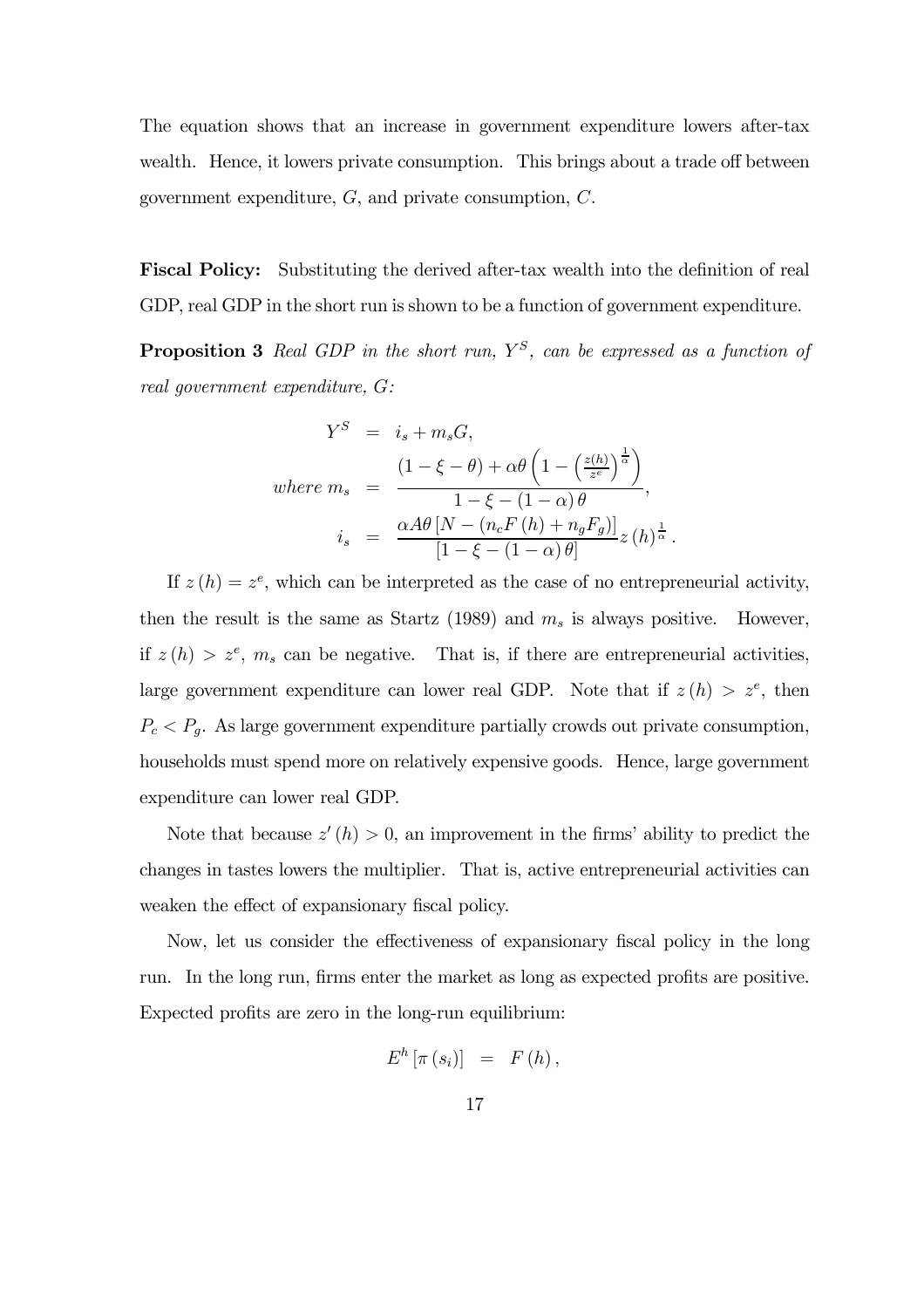The equation shows that an increase in government expenditure lowers after-tax wealth. Hence, it lowers private consumption. This brings about a trade off between government expenditure, $G$, and private consumption, $C$.

**Fiscal Policy:** Substituting the derived after-tax wealth into the definition of real GDP, real GDP in the short run is shown to be a function of government expenditure.

**Proposition 3** *Real GDP in the short run, $Y^S$, can be expressed as a function of real government expenditure, $G$:*

$$
\begin{aligned}
Y^S &= i_s + m_s G, \\
\text{where } m_s &= \frac{(1-\xi-\theta) + \alpha\theta\left(1 - \left(\frac{z(h)}{z^e}\right)^{\frac{1}{\alpha}}\right)}{1-\xi-(1-\alpha)\theta}, \\
i_s &= \frac{\alpha A\theta\left[N - (n_c F(h) + n_g F_g)\right]}{\left[1-\xi-(1-\alpha)\theta\right]} z(h)^{\frac{1}{\alpha}}.
\end{aligned}
$$

If $z(h) = z^e$, which can be interpreted as the case of no entrepreneurial activity, then the result is the same as Startz (1989) and $m_s$ is always positive. However, if $z(h) > z^e$, $m_s$ can be negative. That is, if there are entrepreneurial activities, large government expenditure can lower real GDP. Note that if $z(h) > z^e$, then $P_c < P_g$. As large government expenditure partially crowds out private consumption, households must spend more on relatively expensive goods. Hence, large government expenditure can lower real GDP.

Note that because $z'(h) > 0$, an improvement in the firms' ability to predict the changes in tastes lowers the multiplier. That is, active entrepreneurial activities can weaken the effect of expansionary fiscal policy.

Now, let us consider the effectiveness of expansionary fiscal policy in the long run. In the long run, firms enter the market as long as expected profits are positive. Expected profits are zero in the long-run equilibrium:

$$
E^h\left[\pi(s_i)\right] = F(h),
$$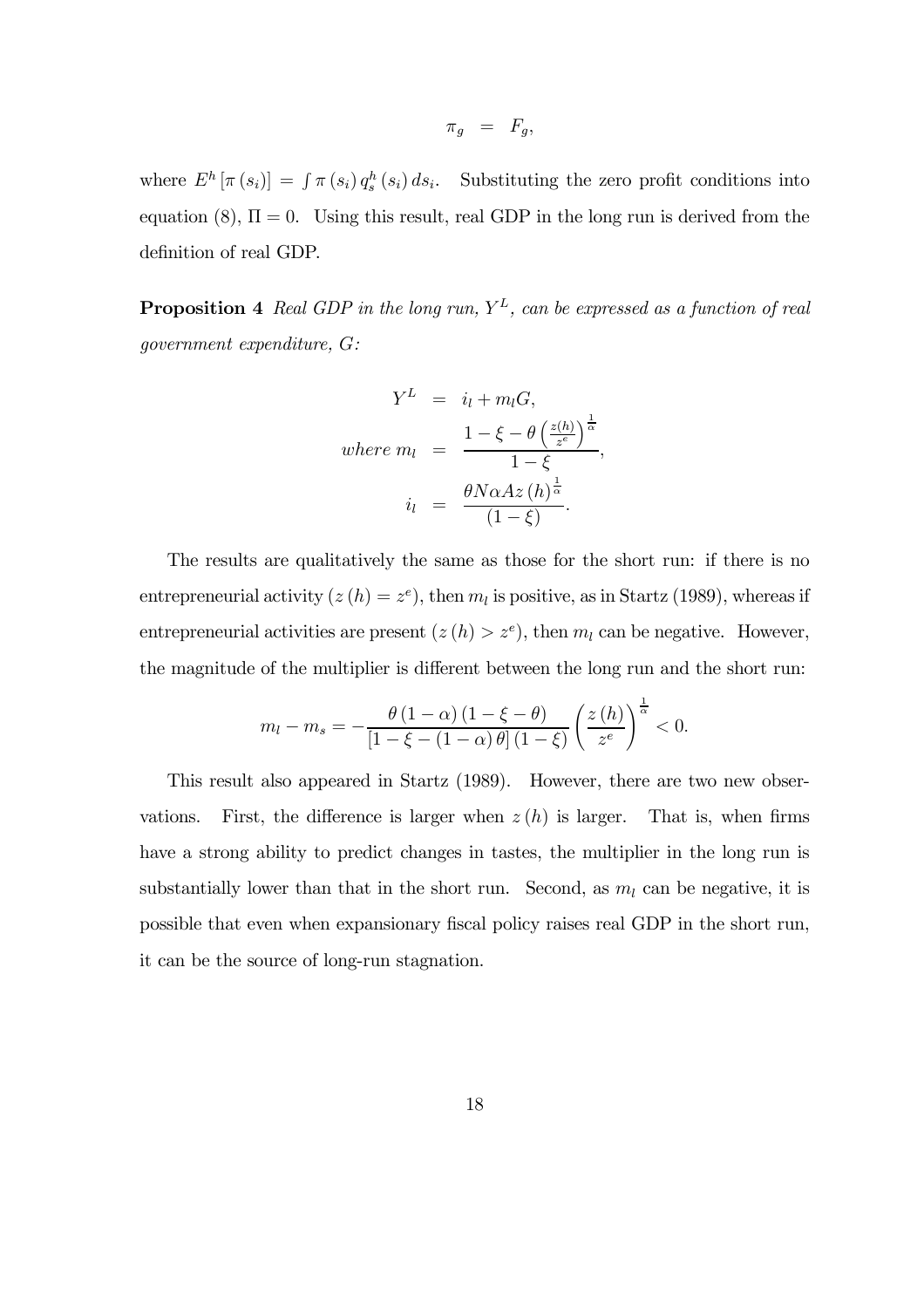$$\pi_g = F_g,$$

where $E^h[\pi(s_i)] = \int \pi(s_i) q_s^h(s_i) ds_i$. Substituting the zero profit conditions into equation (8), $\Pi = 0$. Using this result, real GDP in the long run is derived from the definition of real GDP.

**Proposition 4** *Real GDP in the long run, $Y^L$, can be expressed as a function of real government expenditure, $G$:*

$$\begin{aligned}
Y^L &= i_l + m_l G, \\
\text{where } m_l &= \frac{1 - \xi - \theta\left(\frac{z(h)}{z^e}\right)^{\frac{1}{\alpha}}}{1-\xi}, \\
i_l &= \frac{\theta N \alpha A z(h)^{\frac{1}{\alpha}}}{(1-\xi)}.
\end{aligned}$$

The results are qualitatively the same as those for the short run: if there is no entrepreneurial activity $(z(h) = z^e)$, then $m_l$ is positive, as in Startz (1989), whereas if entrepreneurial activities are present $(z(h) > z^e)$, then $m_l$ can be negative. However, the magnitude of the multiplier is different between the long run and the short run:

$$m_l - m_s = -\frac{\theta(1-\alpha)(1-\xi-\theta)}{[1-\xi-(1-\alpha)\theta](1-\xi)}\left(\frac{z(h)}{z^e}\right)^{\frac{1}{\alpha}} < 0.$$

This result also appeared in Startz (1989). However, there are two new observations. First, the difference is larger when $z(h)$ is larger. That is, when firms have a strong ability to predict changes in tastes, the multiplier in the long run is substantially lower than that in the short run. Second, as $m_l$ can be negative, it is possible that even when expansionary fiscal policy raises real GDP in the short run, it can be the source of long-run stagnation.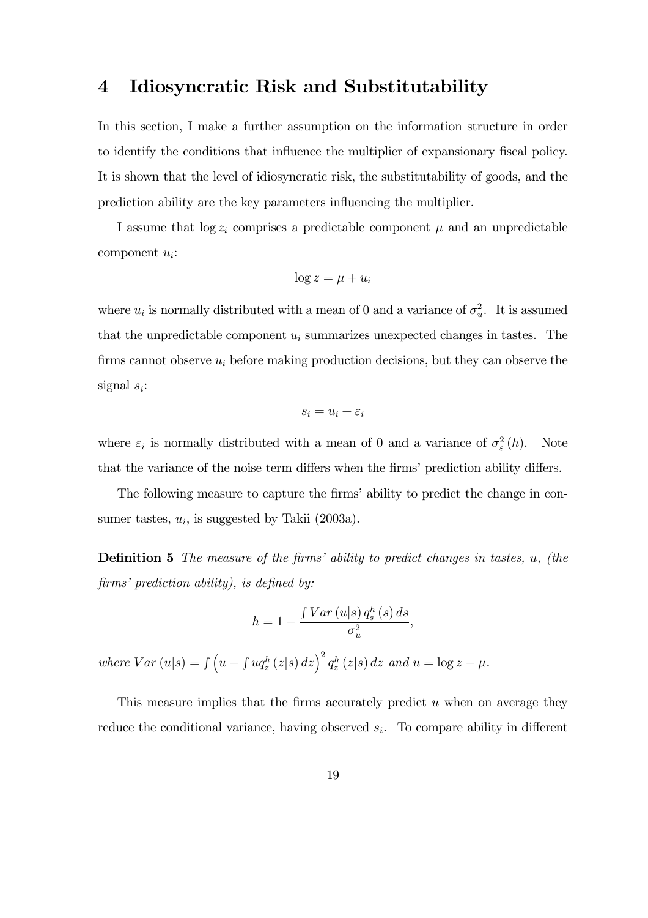# 4 Idiosyncratic Risk and Substitutability

In this section, I make a further assumption on the information structure in order to identify the conditions that influence the multiplier of expansionary fiscal policy. It is shown that the level of idiosyncratic risk, the substitutability of goods, and the prediction ability are the key parameters influencing the multiplier.

I assume that $\log z_i$ comprises a predictable component $\mu$ and an unpredictable component $u_i$:

$$\log z = \mu + u_i$$

where $u_i$ is normally distributed with a mean of 0 and a variance of $\sigma_u^2$. It is assumed that the unpredictable component $u_i$ summarizes unexpected changes in tastes. The firms cannot observe $u_i$ before making production decisions, but they can observe the signal $s_i$:

$$s_i = u_i + \varepsilon_i$$

where $\varepsilon_i$ is normally distributed with a mean of 0 and a variance of $\sigma_\varepsilon^2(h)$. Note that the variance of the noise term differs when the firms' prediction ability differs.

The following measure to capture the firms' ability to predict the change in consumer tastes, $u_i$, is suggested by Takii (2003a).

**Definition 5** *The measure of the firms' ability to predict changes in tastes, $u$, (the firms' prediction ability), is defined by:*

$$h = 1 - \frac{\int Var(u|s)\, q_s^h(s)\, ds}{\sigma_u^2},$$

*where* $Var(u|s) = \int \left(u - \int u q_z^h(z|s)\, dz\right)^2 q_z^h(z|s)\, dz$ *and* $u = \log z - \mu$.

This measure implies that the firms accurately predict $u$ when on average they reduce the conditional variance, having observed $s_i$. To compare ability in different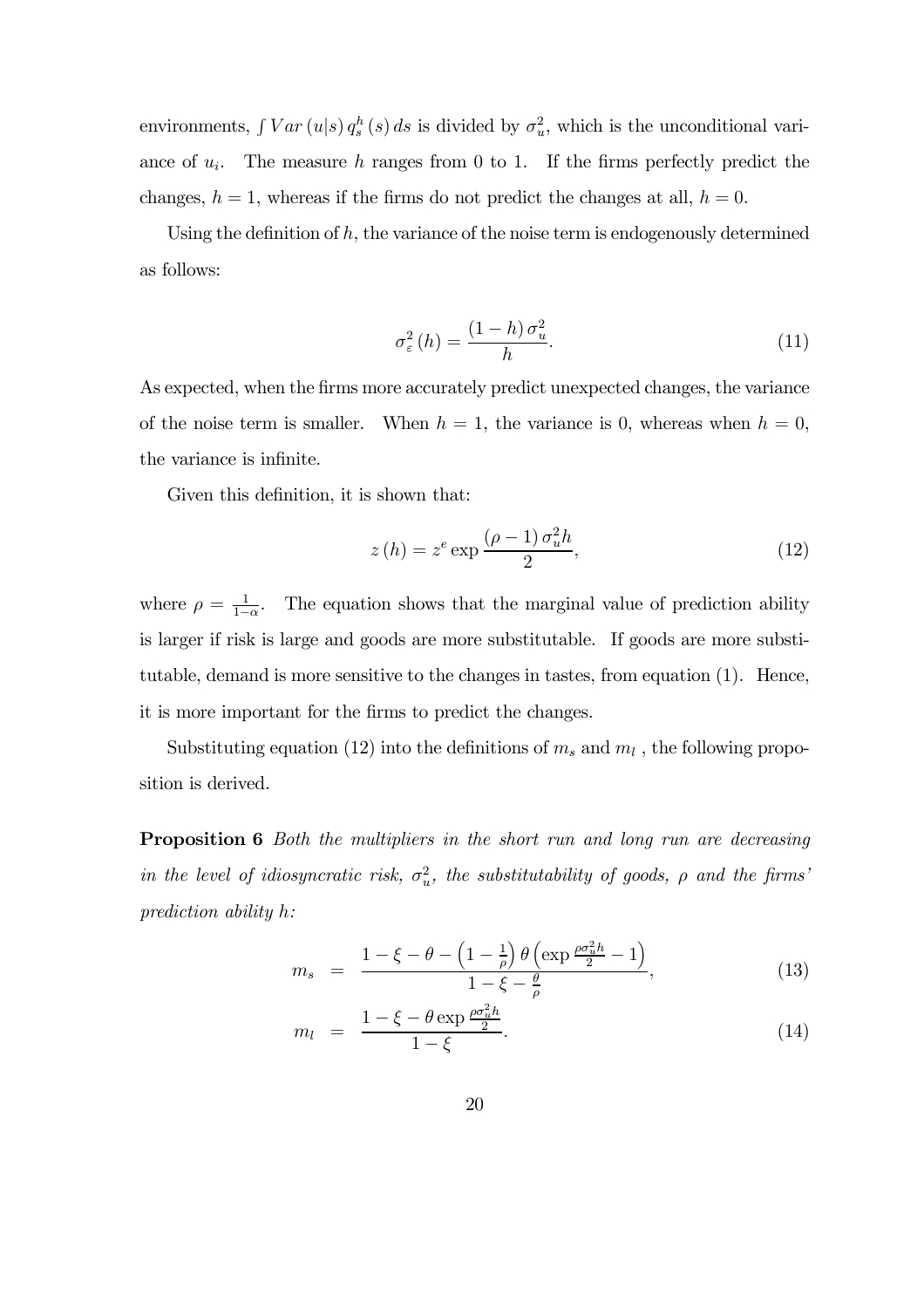environments, $\int Var(u|s)\, q_s^h(s)\, ds$ is divided by $\sigma_u^2$, which is the unconditional variance of $u_i$. The measure $h$ ranges from 0 to 1. If the firms perfectly predict the changes, $h = 1$, whereas if the firms do not predict the changes at all, $h = 0$.

Using the definition of $h$, the variance of the noise term is endogenously determined as follows:

$$\sigma_\varepsilon^2(h) = \frac{(1-h)\,\sigma_u^2}{h}. \tag{11}$$

As expected, when the firms more accurately predict unexpected changes, the variance of the noise term is smaller. When $h = 1$, the variance is 0, whereas when $h = 0$, the variance is infinite.

Given this definition, it is shown that:

$$z(h) = z^e \exp\frac{(\rho-1)\,\sigma_u^2 h}{2}, \tag{12}$$

where $\rho = \frac{1}{1-\alpha}$. The equation shows that the marginal value of prediction ability is larger if risk is large and goods are more substitutable. If goods are more substitutable, demand is more sensitive to the changes in tastes, from equation (1). Hence, it is more important for the firms to predict the changes.

Substituting equation (12) into the definitions of $m_s$ and $m_l$ , the following proposition is derived.

**Proposition 6** *Both the multipliers in the short run and long run are decreasing in the level of idiosyncratic risk, $\sigma_u^2$, the substitutability of goods, $\rho$ and the firms' prediction ability $h$:*

$$m_s = \frac{1-\xi-\theta-\left(1-\frac{1}{\rho}\right)\theta\left(\exp\frac{\rho\sigma_u^2 h}{2}-1\right)}{1-\xi-\frac{\theta}{\rho}}, \tag{13}$$

$$m_l = \frac{1-\xi-\theta\exp\frac{\rho\sigma_u^2 h}{2}}{1-\xi}. \tag{14}$$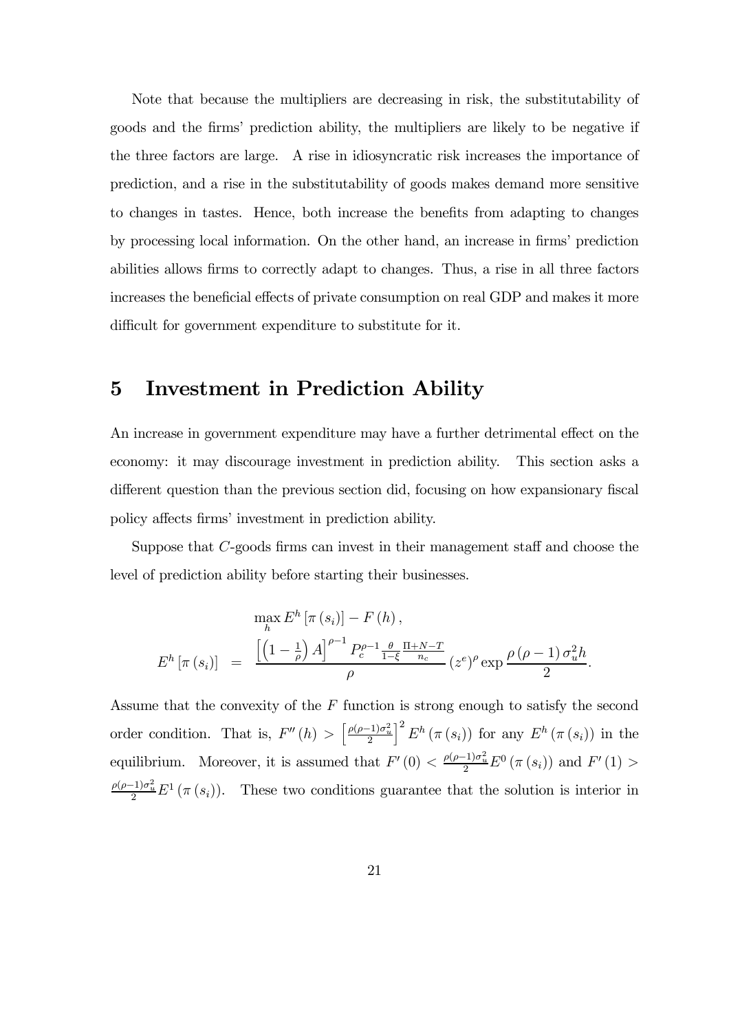Note that because the multipliers are decreasing in risk, the substitutability of goods and the firms' prediction ability, the multipliers are likely to be negative if the three factors are large. A rise in idiosyncratic risk increases the importance of prediction, and a rise in the substitutability of goods makes demand more sensitive to changes in tastes. Hence, both increase the benefits from adapting to changes by processing local information. On the other hand, an increase in firms' prediction abilities allows firms to correctly adapt to changes. Thus, a rise in all three factors increases the beneficial effects of private consumption on real GDP and makes it more difficult for government expenditure to substitute for it.

# 5 Investment in Prediction Ability

An increase in government expenditure may have a further detrimental effect on the economy: it may discourage investment in prediction ability. This section asks a different question than the previous section did, focusing on how expansionary fiscal policy affects firms' investment in prediction ability.

Suppose that $C$-goods firms can invest in their management staff and choose the level of prediction ability before starting their businesses.

$$\max_{h} E^h\left[\pi\left(s_i\right)\right] - F\left(h\right),$$

$$E^h\left[\pi\left(s_i\right)\right] = \frac{\left[\left(1-\frac{1}{\rho}\right)A\right]^{\rho-1} P_c^{\rho-1}\frac{\theta}{1-\xi}\frac{\Pi+N-T}{n_c}}{\rho}\left(z^e\right)^{\rho}\exp\frac{\rho\left(\rho-1\right)\sigma_u^2 h}{2}.$$

Assume that the convexity of the $F$ function is strong enough to satisfy the second order condition. That is, $F''\left(h\right) > \left[\frac{\rho(\rho-1)\sigma_u^2}{2}\right]^2 E^h\left(\pi\left(s_i\right)\right)$ for any $E^h\left(\pi\left(s_i\right)\right)$ in the equilibrium. Moreover, it is assumed that $F'\left(0\right) < \frac{\rho(\rho-1)\sigma_u^2}{2}E^0\left(\pi\left(s_i\right)\right)$ and $F'\left(1\right) > \frac{\rho(\rho-1)\sigma_u^2}{2}E^1\left(\pi\left(s_i\right)\right)$. These two conditions guarantee that the solution is interior in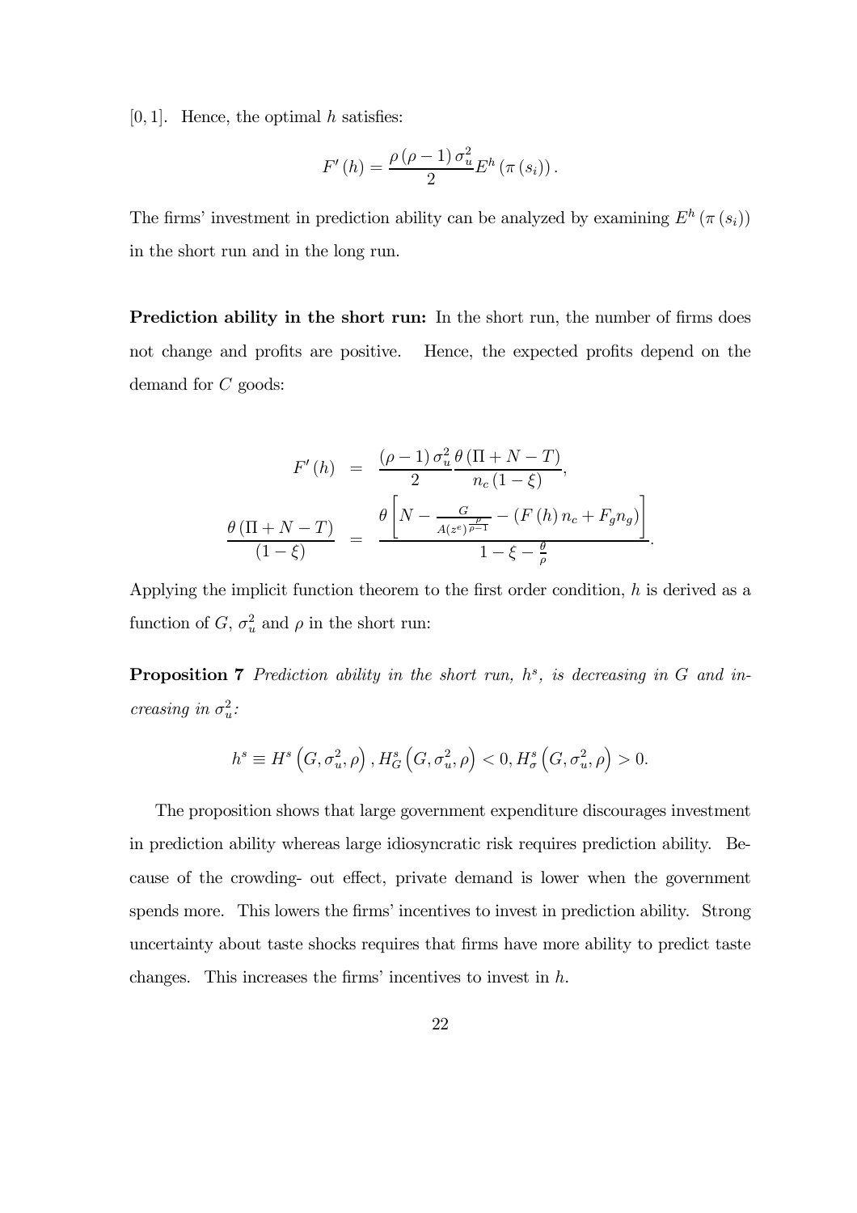$[0,1]$. Hence, the optimal $h$ satisfies:

$$F'(h) = \frac{\rho(\rho-1)\sigma_u^2}{2} E^h(\pi(s_i)).$$

The firms' investment in prediction ability can be analyzed by examining $E^h(\pi(s_i))$ in the short run and in the long run.

**Prediction ability in the short run:** In the short run, the number of firms does not change and profits are positive. Hence, the expected profits depend on the demand for $C$ goods:

$$\begin{aligned} F'(h) &= \frac{(\rho-1)\sigma_u^2}{2} \frac{\theta(\Pi + N - T)}{n_c(1-\xi)}, \\ \frac{\theta(\Pi + N - T)}{(1-\xi)} &= \frac{\theta\left[N - \frac{G}{A(z^e)^{\frac{\rho}{\rho-1}}} - (F(h)n_c + F_g n_g)\right]}{1 - \xi - \frac{\theta}{\rho}}. \end{aligned}$$

Applying the implicit function theorem to the first order condition, $h$ is derived as a function of $G$, $\sigma_u^2$ and $\rho$ in the short run:

**Proposition 7** *Prediction ability in the short run, $h^s$, is decreasing in $G$ and increasing in $\sigma_u^2$:*

$$h^s \equiv H^s\left(G, \sigma_u^2, \rho\right), H_G^s\left(G, \sigma_u^2, \rho\right) < 0, H_\sigma^s\left(G, \sigma_u^2, \rho\right) > 0.$$

The proposition shows that large government expenditure discourages investment in prediction ability whereas large idiosyncratic risk requires prediction ability. Because of the crowding- out effect, private demand is lower when the government spends more. This lowers the firms' incentives to invest in prediction ability. Strong uncertainty about taste shocks requires that firms have more ability to predict taste changes. This increases the firms' incentives to invest in $h$.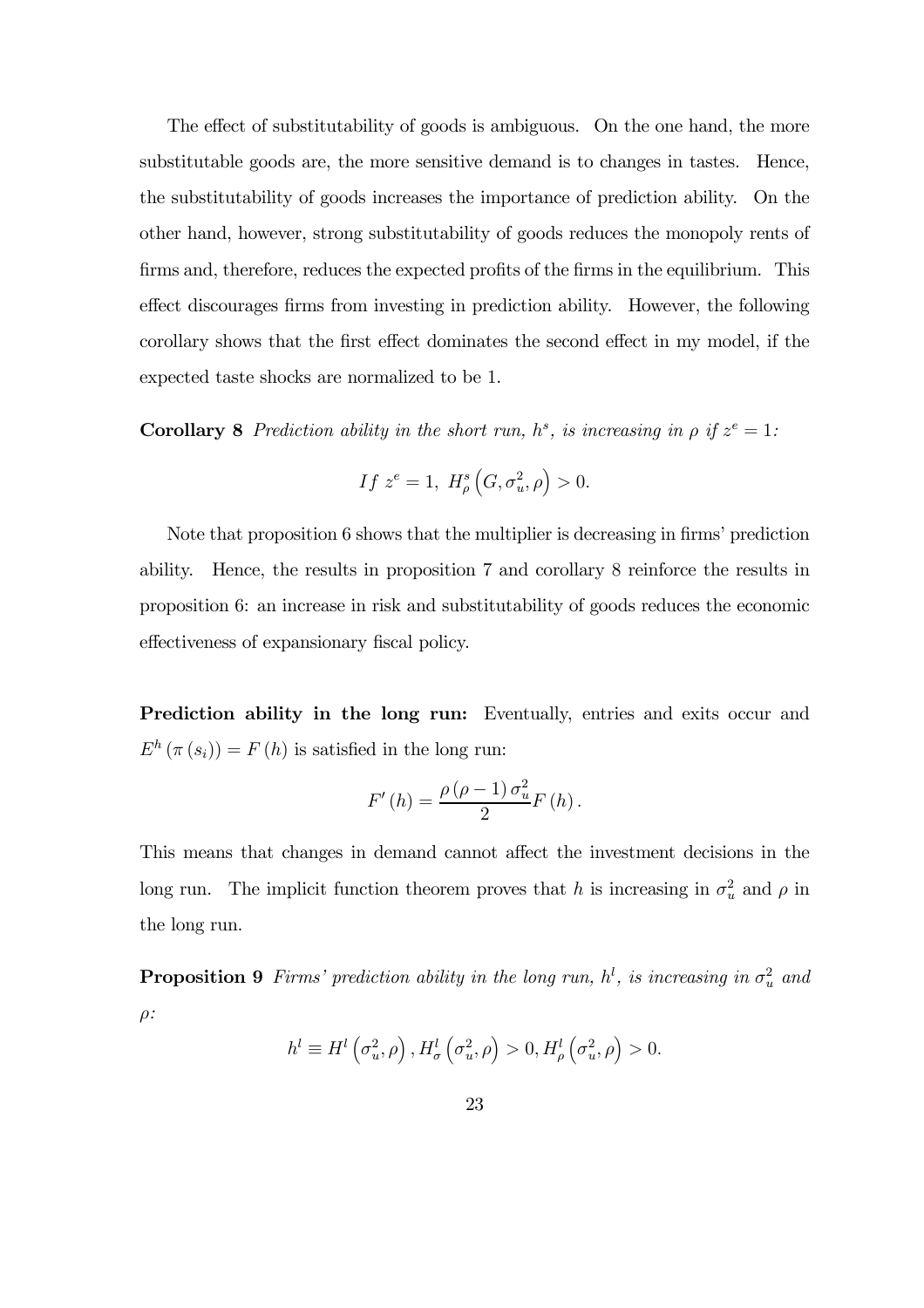The effect of substitutability of goods is ambiguous. On the one hand, the more substitutable goods are, the more sensitive demand is to changes in tastes. Hence, the substitutability of goods increases the importance of prediction ability. On the other hand, however, strong substitutability of goods reduces the monopoly rents of firms and, therefore, reduces the expected profits of the firms in the equilibrium. This effect discourages firms from investing in prediction ability. However, the following corollary shows that the first effect dominates the second effect in my model, if the expected taste shocks are normalized to be 1.

**Corollary 8** *Prediction ability in the short run, $h^s$, is increasing in $\rho$ if $z^e = 1$:*

$$If\ z^e = 1,\ H^s_\rho\left(G, \sigma_u^2, \rho\right) > 0.$$

Note that proposition 6 shows that the multiplier is decreasing in firms' prediction ability. Hence, the results in proposition 7 and corollary 8 reinforce the results in proposition 6: an increase in risk and substitutability of goods reduces the economic effectiveness of expansionary fiscal policy.

**Prediction ability in the long run:** Eventually, entries and exits occur and $E^h\left(\pi\left(s_i\right)\right) = F\left(h\right)$ is satisfied in the long run:

$$F'\left(h\right) = \frac{\rho\left(\rho - 1\right)\sigma_u^2}{2} F\left(h\right).$$

This means that changes in demand cannot affect the investment decisions in the long run. The implicit function theorem proves that $h$ is increasing in $\sigma_u^2$ and $\rho$ in the long run.

**Proposition 9** *Firms' prediction ability in the long run, $h^l$, is increasing in $\sigma_u^2$ and $\rho$:*

$$h^l \equiv H^l\left(\sigma_u^2, \rho\right), H^l_\sigma\left(\sigma_u^2, \rho\right) > 0, H^l_\rho\left(\sigma_u^2, \rho\right) > 0.$$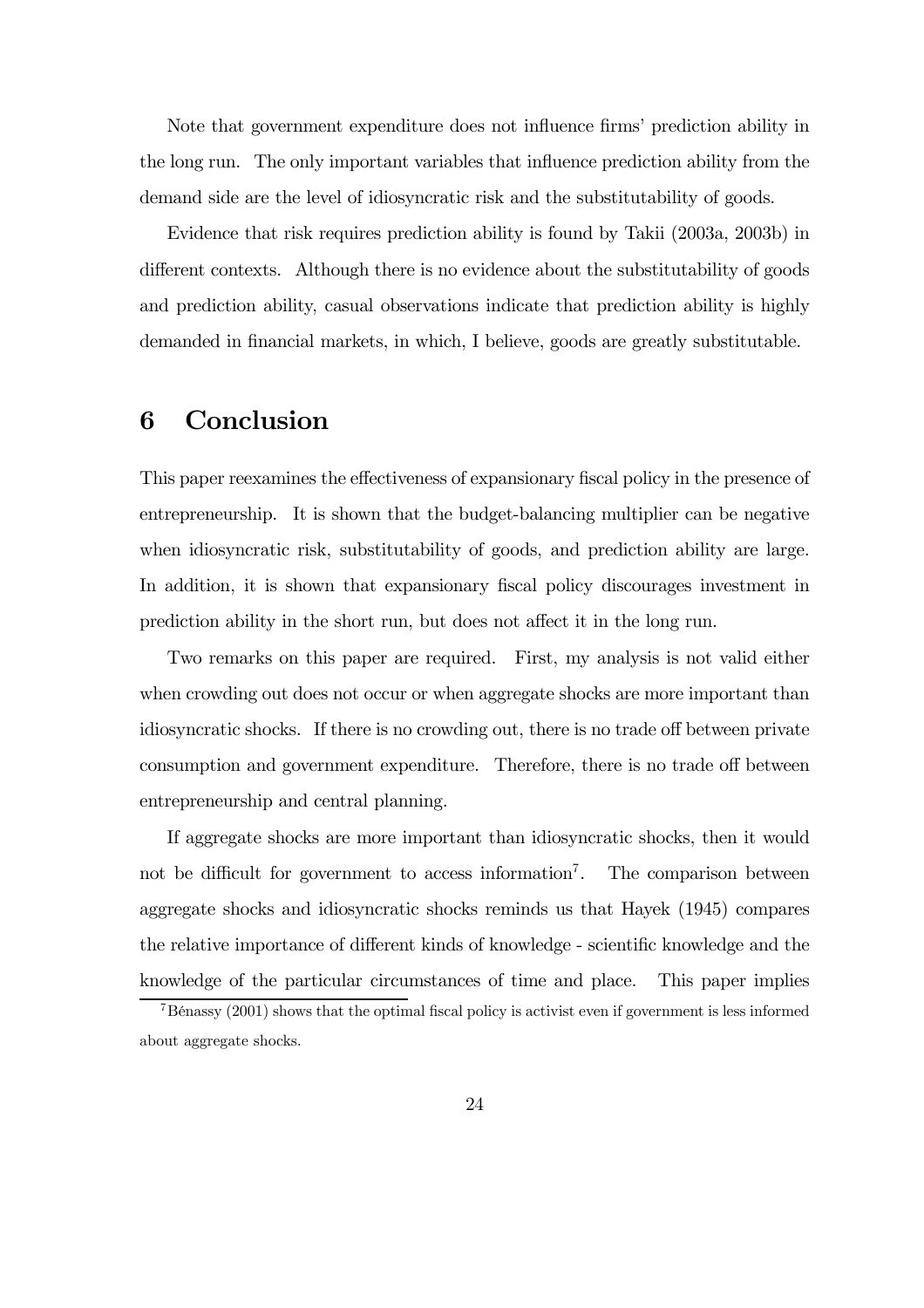Note that government expenditure does not influence firms' prediction ability in the long run. The only important variables that influence prediction ability from the demand side are the level of idiosyncratic risk and the substitutability of goods.

Evidence that risk requires prediction ability is found by Takii (2003a, 2003b) in different contexts. Although there is no evidence about the substitutability of goods and prediction ability, casual observations indicate that prediction ability is highly demanded in financial markets, in which, I believe, goods are greatly substitutable.

# 6 Conclusion

This paper reexamines the effectiveness of expansionary fiscal policy in the presence of entrepreneurship. It is shown that the budget-balancing multiplier can be negative when idiosyncratic risk, substitutability of goods, and prediction ability are large. In addition, it is shown that expansionary fiscal policy discourages investment in prediction ability in the short run, but does not affect it in the long run.

Two remarks on this paper are required. First, my analysis is not valid either when crowding out does not occur or when aggregate shocks are more important than idiosyncratic shocks. If there is no crowding out, there is no trade off between private consumption and government expenditure. Therefore, there is no trade off between entrepreneurship and central planning.

If aggregate shocks are more important than idiosyncratic shocks, then it would not be difficult for government to access information[7]. The comparison between aggregate shocks and idiosyncratic shocks reminds us that Hayek (1945) compares the relative importance of different kinds of knowledge - scientific knowledge and the knowledge of the particular circumstances of time and place. This paper implies

[7] Bénassy (2001) shows that the optimal fiscal policy is activist even if government is less informed about aggregate shocks.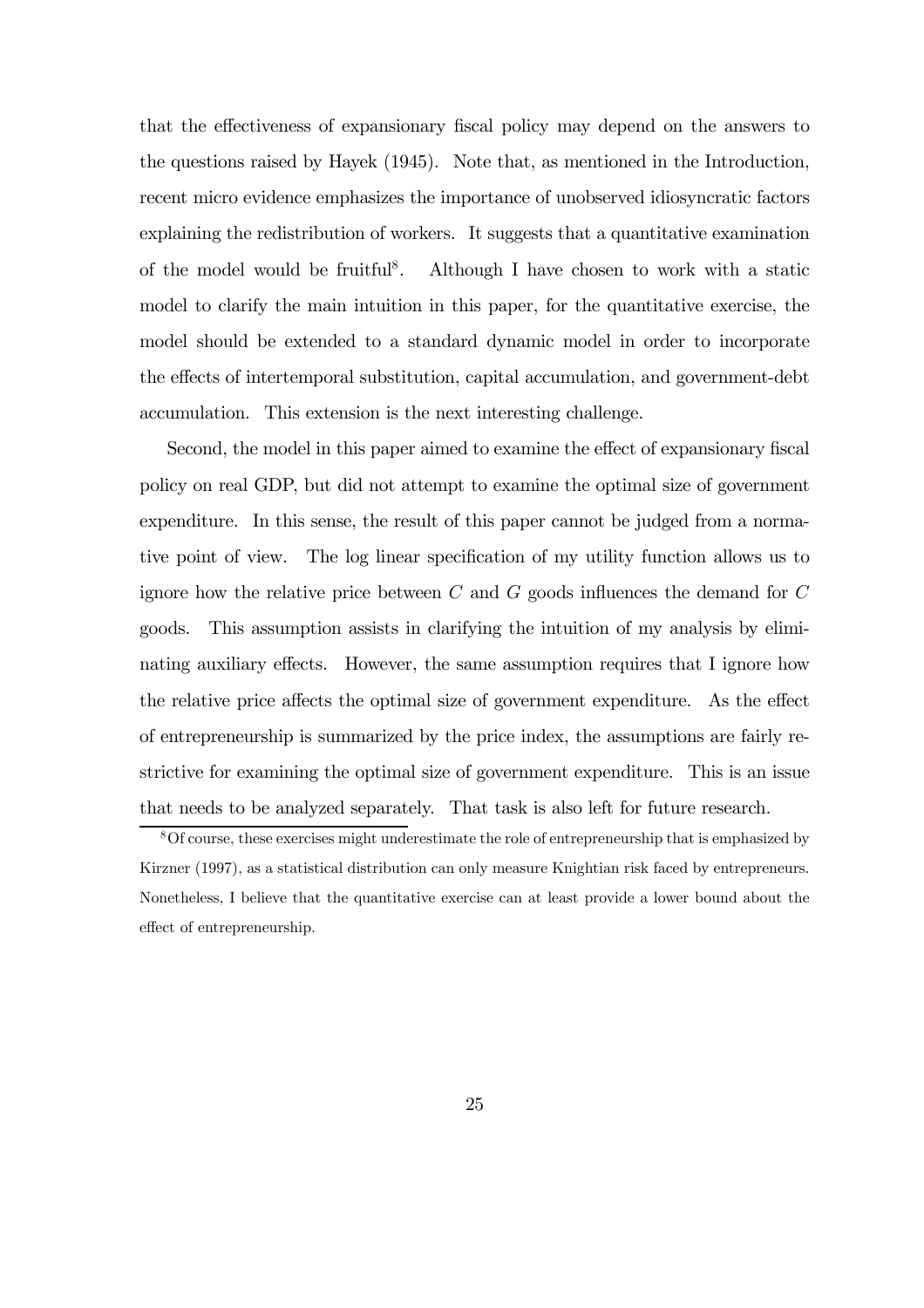that the effectiveness of expansionary fiscal policy may depend on the answers to the questions raised by Hayek (1945). Note that, as mentioned in the Introduction, recent micro evidence emphasizes the importance of unobserved idiosyncratic factors explaining the redistribution of workers. It suggests that a quantitative examination of the model would be fruitful[8]. Although I have chosen to work with a static model to clarify the main intuition in this paper, for the quantitative exercise, the model should be extended to a standard dynamic model in order to incorporate the effects of intertemporal substitution, capital accumulation, and government-debt accumulation. This extension is the next interesting challenge.

Second, the model in this paper aimed to examine the effect of expansionary fiscal policy on real GDP, but did not attempt to examine the optimal size of government expenditure. In this sense, the result of this paper cannot be judged from a normative point of view. The log linear specification of my utility function allows us to ignore how the relative price between $C$ and $G$ goods influences the demand for $C$ goods. This assumption assists in clarifying the intuition of my analysis by eliminating auxiliary effects. However, the same assumption requires that I ignore how the relative price affects the optimal size of government expenditure. As the effect of entrepreneurship is summarized by the price index, the assumptions are fairly restrictive for examining the optimal size of government expenditure. This is an issue that needs to be analyzed separately. That task is also left for future research.

[8] Of course, these exercises might underestimate the role of entrepreneurship that is emphasized by Kirzner (1997), as a statistical distribution can only measure Knightian risk faced by entrepreneurs. Nonetheless, I believe that the quantitative exercise can at least provide a lower bound about the effect of entrepreneurship.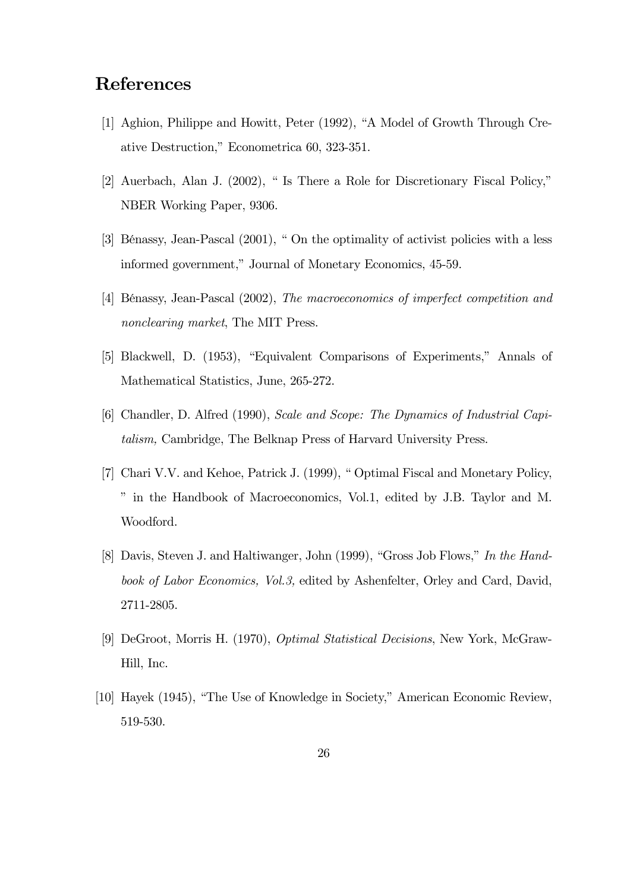# References

[1] Aghion, Philippe and Howitt, Peter (1992), "A Model of Growth Through Creative Destruction," Econometrica 60, 323-351.

[2] Auerbach, Alan J. (2002), " Is There a Role for Discretionary Fiscal Policy," NBER Working Paper, 9306.

[3] Bénassy, Jean-Pascal (2001), " On the optimality of activist policies with a less informed government," Journal of Monetary Economics, 45-59.

[4] Bénassy, Jean-Pascal (2002), *The macroeconomics of imperfect competition and nonclearing market*, The MIT Press.

[5] Blackwell, D. (1953), "Equivalent Comparisons of Experiments," Annals of Mathematical Statistics, June, 265-272.

[6] Chandler, D. Alfred (1990), *Scale and Scope: The Dynamics of Industrial Capitalism,* Cambridge, The Belknap Press of Harvard University Press.

[7] Chari V.V. and Kehoe, Patrick J. (1999), " Optimal Fiscal and Monetary Policy, " in the Handbook of Macroeconomics, Vol.1, edited by J.B. Taylor and M. Woodford.

[8] Davis, Steven J. and Haltiwanger, John (1999), "Gross Job Flows," *In the Handbook of Labor Economics, Vol.3,* edited by Ashenfelter, Orley and Card, David, 2711-2805.

[9] DeGroot, Morris H. (1970), *Optimal Statistical Decisions*, New York, McGraw-Hill, Inc.

[10] Hayek (1945), "The Use of Knowledge in Society," American Economic Review, 519-530.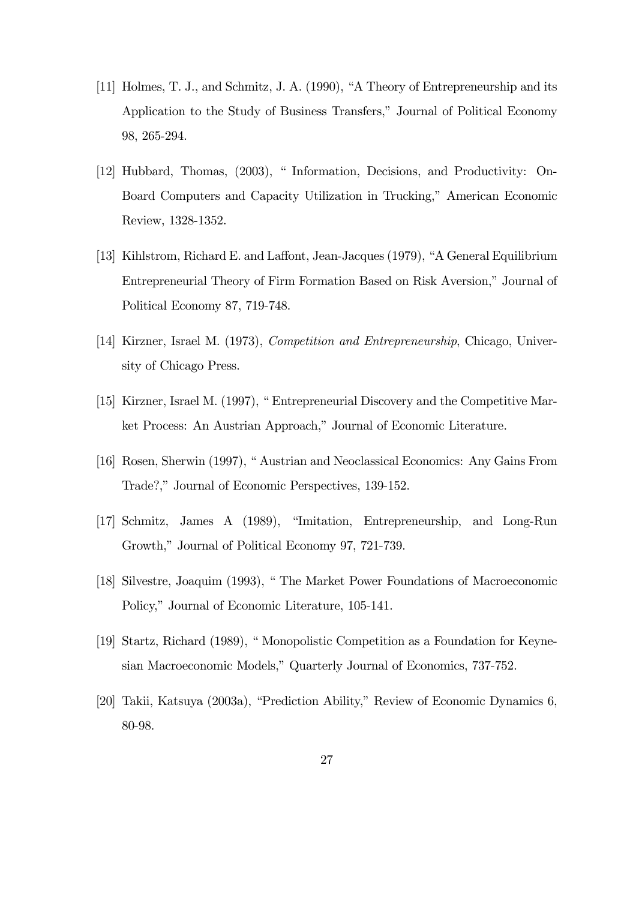[11] Holmes, T. J., and Schmitz, J. A. (1990), "A Theory of Entrepreneurship and its Application to the Study of Business Transfers," Journal of Political Economy 98, 265-294.

[12] Hubbard, Thomas, (2003), " Information, Decisions, and Productivity: On-Board Computers and Capacity Utilization in Trucking," American Economic Review, 1328-1352.

[13] Kihlstrom, Richard E. and Laffont, Jean-Jacques (1979), "A General Equilibrium Entrepreneurial Theory of Firm Formation Based on Risk Aversion," Journal of Political Economy 87, 719-748.

[14] Kirzner, Israel M. (1973), *Competition and Entrepreneurship*, Chicago, University of Chicago Press.

[15] Kirzner, Israel M. (1997), " Entrepreneurial Discovery and the Competitive Market Process: An Austrian Approach," Journal of Economic Literature.

[16] Rosen, Sherwin (1997), " Austrian and Neoclassical Economics: Any Gains From Trade?," Journal of Economic Perspectives, 139-152.

[17] Schmitz, James A (1989), "Imitation, Entrepreneurship, and Long-Run Growth," Journal of Political Economy 97, 721-739.

[18] Silvestre, Joaquim (1993), " The Market Power Foundations of Macroeconomic Policy," Journal of Economic Literature, 105-141.

[19] Startz, Richard (1989), " Monopolistic Competition as a Foundation for Keynesian Macroeconomic Models," Quarterly Journal of Economics, 737-752.

[20] Takii, Katsuya (2003a), "Prediction Ability," Review of Economic Dynamics 6, 80-98.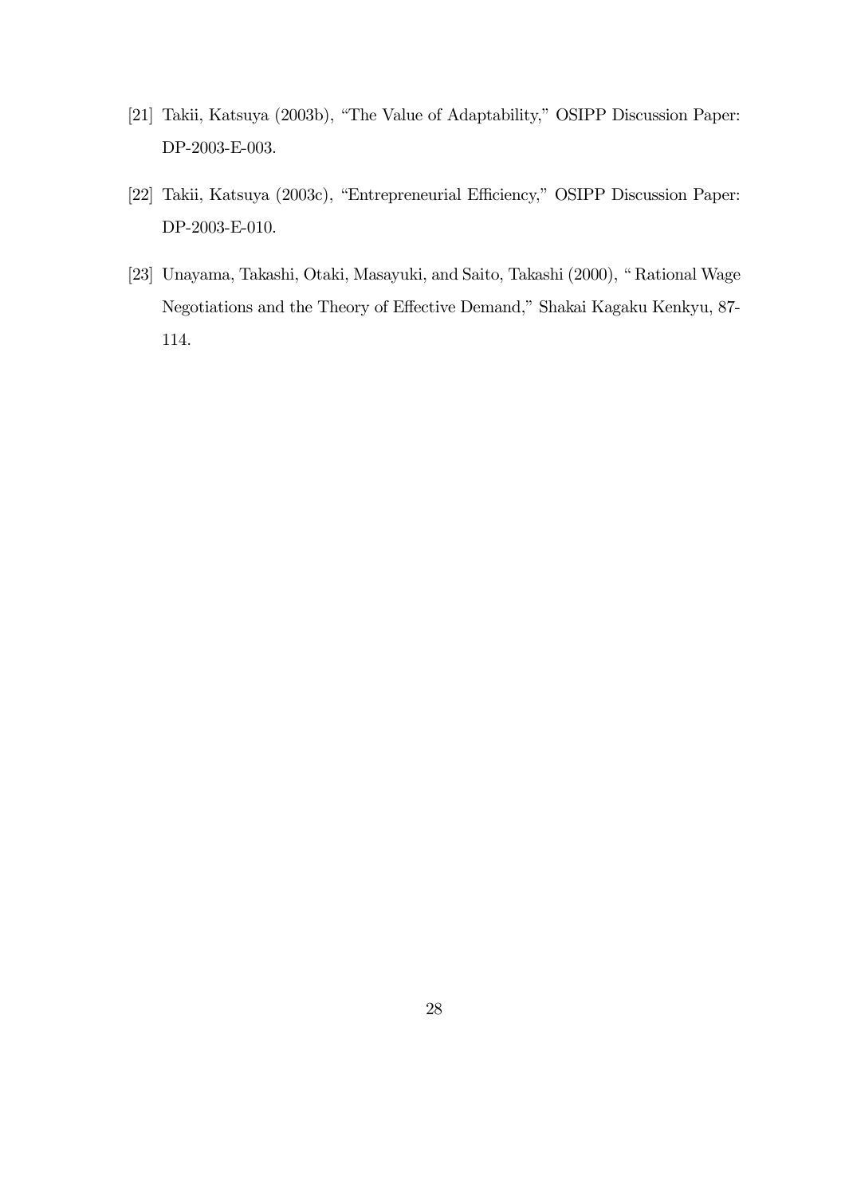[21] Takii, Katsuya (2003b), "The Value of Adaptability," OSIPP Discussion Paper: DP-2003-E-003.

[22] Takii, Katsuya (2003c), "Entrepreneurial Efficiency," OSIPP Discussion Paper: DP-2003-E-010.

[23] Unayama, Takashi, Otaki, Masayuki, and Saito, Takashi (2000), " Rational Wage Negotiations and the Theory of Effective Demand," Shakai Kagaku Kenkyu, 87-114.